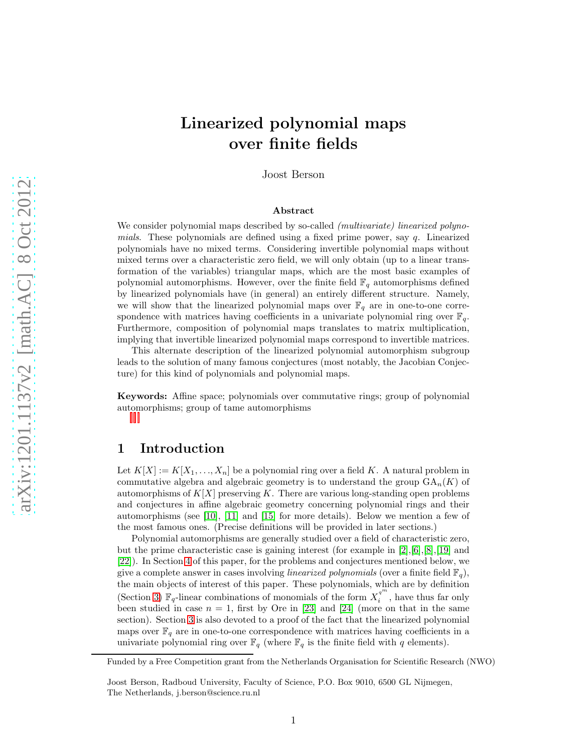# Linearized polynomial maps over finite fields

Joost Berson

### Abstract

We consider polynomial maps described by so-called *(multivariate) linearized polynomials*. These polynomials are defined using a fixed prime power, say $q$. Linearized polynomials have no mixed terms. Considering invertible polynomial maps without mixed terms over a characteristic zero field, we will only obtain (up to a linear transformation of the variables) triangular maps, which are the most basic examples of polynomial automorphisms. However, over the finite field $\mathbb{F}_q$ automorphisms defined by linearized polynomials have (in general) an entirely different structure. Namely, we will show that the linearized polynomial maps over $\mathbb{F}_q$ are in one-to-one correspondence with matrices having coefficients in a univariate polynomial ring over $\mathbb{F}_q$. Furthermore, composition of polynomial maps translates to matrix multiplication, implying that invertible linearized polynomial maps correspond to invertible matrices.

This alternate description of the linearized polynomial automorphism subgroup leads to the solution of many famous conjectures (most notably, the Jacobian Conjecture) for this kind of polynomials and polynomial maps.

**Keywords:** Affine space; polynomials over commutative rings; group of polynomial automorphisms; group of tame automorphisms

## 1 Introduction

Let $K[X] := K[X_1, \ldots, X_n]$ be a polynomial ring over a field $K$. A natural problem in commutative algebra and algebraic geometry is to understand the group $\mathrm{GA}_n(K)$ of automorphisms of $K[X]$ preserving $K$. There are various long-standing open problems and conjectures in affine algebraic geometry concerning polynomial rings and their automorphisms (see [10], [11] and [15] for more details). Below we mention a few of the most famous ones. (Precise definitions will be provided in later sections.)

Polynomial automorphisms are generally studied over a field of characteristic zero, but the prime characteristic case is gaining interest (for example in [2],[6],[8],[19] and [22]). In Section 4 of this paper, for the problems and conjectures mentioned below, we give a complete answer in cases involving *linearized polynomials* (over a finite field $\mathbb{F}_q$), the main objects of interest of this paper. These polynomials, which are by definition (Section 3) $\mathbb{F}_q$-linear combinations of monomials of the form $X_i^{q^m}$, have thus far only been studied in case $n = 1$, first by Ore in [23] and [24] (more on that in the same section). Section 3 is also devoted to a proof of the fact that the linearized polynomial maps over $\mathbb{F}_q$ are in one-to-one correspondence with matrices having coefficients in a univariate polynomial ring over $\mathbb{F}_q$ (where $\mathbb{F}_q$ is the finite field with $q$ elements).

Funded by a Free Competition grant from the Netherlands Organisation for Scientific Research (NWO)

Joost Berson, Radboud University, Faculty of Science, P.O. Box 9010, 6500 GL Nijmegen, The Netherlands, j.berson@science.ru.nl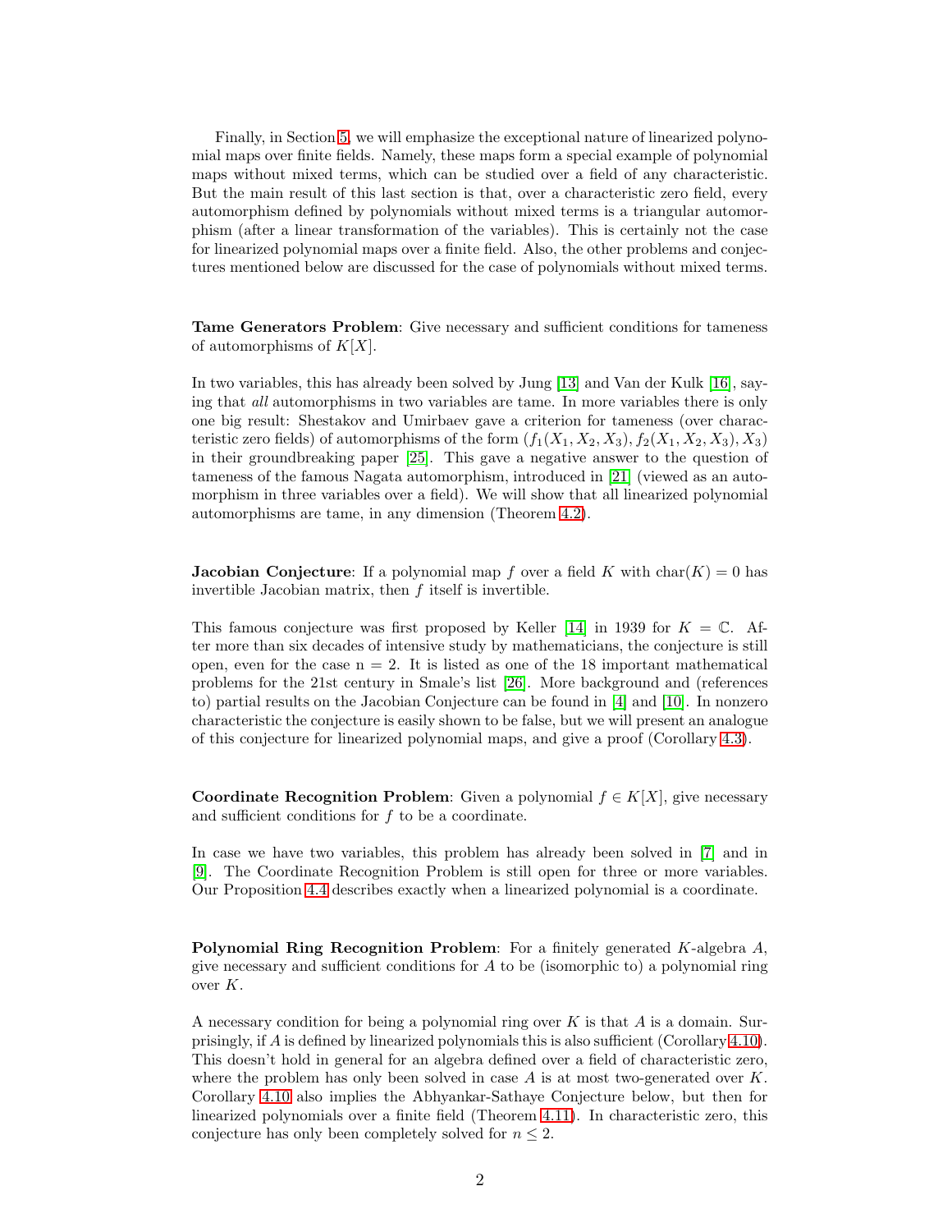Finally, in Section 5, we will emphasize the exceptional nature of linearized polynomial maps over finite fields. Namely, these maps form a special example of polynomial maps without mixed terms, which can be studied over a field of any characteristic. But the main result of this last section is that, over a characteristic zero field, every automorphism defined by polynomials without mixed terms is a triangular automorphism (after a linear transformation of the variables). This is certainly not the case for linearized polynomial maps over a finite field. Also, the other problems and conjectures mentioned below are discussed for the case of polynomials without mixed terms.

**Tame Generators Problem**: Give necessary and sufficient conditions for tameness of automorphisms of $K[X]$.

In two variables, this has already been solved by Jung [13] and Van der Kulk [16], saying that *all* automorphisms in two variables are tame. In more variables there is only one big result: Shestakov and Umirbaev gave a criterion for tameness (over characteristic zero fields) of automorphisms of the form $(f_1(X_1, X_2, X_3), f_2(X_1, X_2, X_3), X_3)$ in their groundbreaking paper [25]. This gave a negative answer to the question of tameness of the famous Nagata automorphism, introduced in [21] (viewed as an automorphism in three variables over a field). We will show that all linearized polynomial automorphisms are tame, in any dimension (Theorem 4.2).

**Jacobian Conjecture**: If a polynomial map $f$ over a field $K$ with $\mathrm{char}(K) = 0$ has invertible Jacobian matrix, then $f$ itself is invertible.

This famous conjecture was first proposed by Keller [14] in 1939 for $K = \mathbb{C}$. After more than six decades of intensive study by mathematicians, the conjecture is still open, even for the case n = 2. It is listed as one of the 18 important mathematical problems for the 21st century in Smale's list [26]. More background and (references to) partial results on the Jacobian Conjecture can be found in [4] and [10]. In nonzero characteristic the conjecture is easily shown to be false, but we will present an analogue of this conjecture for linearized polynomial maps, and give a proof (Corollary 4.3).

**Coordinate Recognition Problem**: Given a polynomial $f \in K[X]$, give necessary and sufficient conditions for $f$ to be a coordinate.

In case we have two variables, this problem has already been solved in [7] and in [9]. The Coordinate Recognition Problem is still open for three or more variables. Our Proposition 4.4 describes exactly when a linearized polynomial is a coordinate.

**Polynomial Ring Recognition Problem**: For a finitely generated $K$-algebra $A$, give necessary and sufficient conditions for $A$ to be (isomorphic to) a polynomial ring over $K$.

A necessary condition for being a polynomial ring over $K$ is that $A$ is a domain. Surprisingly, if $A$ is defined by linearized polynomials this is also sufficient (Corollary 4.10). This doesn't hold in general for an algebra defined over a field of characteristic zero, where the problem has only been solved in case $A$ is at most two-generated over $K$. Corollary 4.10 also implies the Abhyankar-Sathaye Conjecture below, but then for linearized polynomials over a finite field (Theorem 4.11). In characteristic zero, this conjecture has only been completely solved for $n \leq 2$.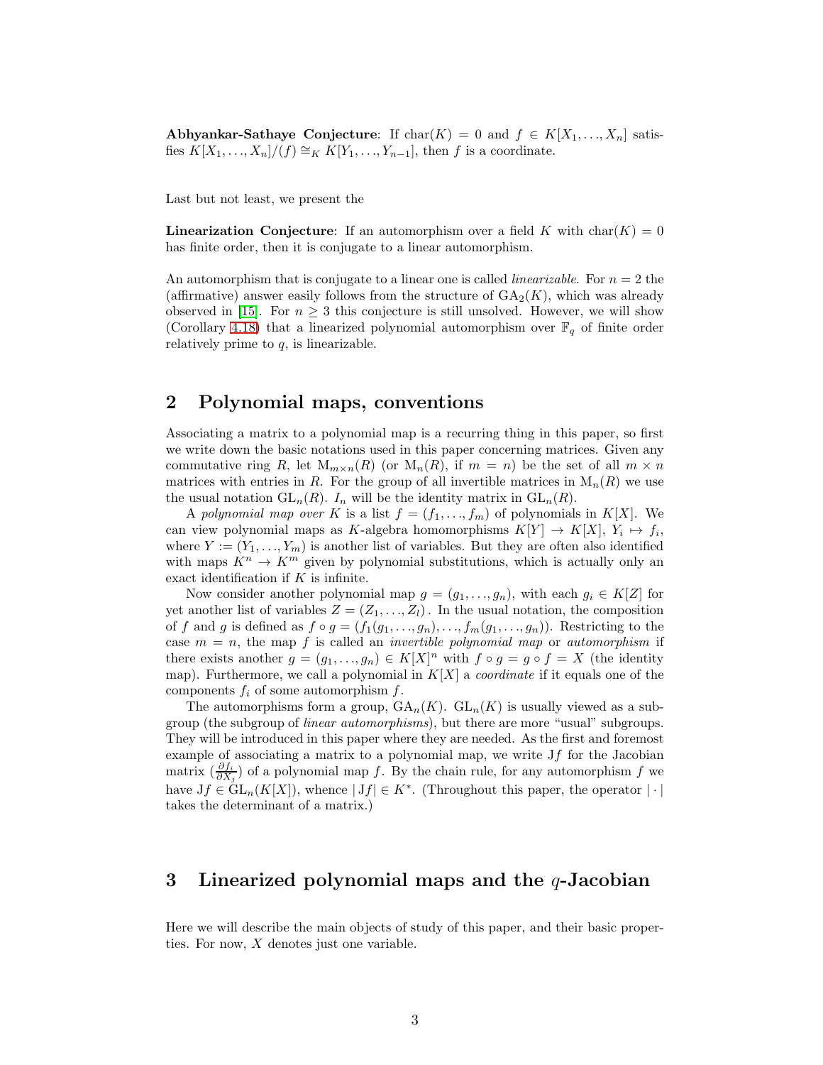**Abhyankar-Sathaye Conjecture**: If $\mathrm{char}(K) = 0$ and $f \in K[X_1, \ldots, X_n]$ satisfies $K[X_1, \ldots, X_n]/(f) \cong_K K[Y_1, \ldots, Y_{n-1}]$, then $f$ is a coordinate.

Last but not least, we present the

**Linearization Conjecture**: If an automorphism over a field $K$ with $\mathrm{char}(K) = 0$ has finite order, then it is conjugate to a linear automorphism.

An automorphism that is conjugate to a linear one is called *linearizable*. For $n = 2$ the (affirmative) answer easily follows from the structure of $\mathrm{GA}_2(K)$, which was already observed in [15]. For $n \geq 3$ this conjecture is still unsolved. However, we will show (Corollary 4.18) that a linearized polynomial automorphism over $\mathbb{F}_q$ of finite order relatively prime to $q$, is linearizable.

## 2 Polynomial maps, conventions

Associating a matrix to a polynomial map is a recurring thing in this paper, so first we write down the basic notations used in this paper concerning matrices. Given any commutative ring $R$, let $\mathrm{M}_{m\times n}(R)$ (or $\mathrm{M}_n(R)$, if $m = n$) be the set of all $m \times n$ matrices with entries in $R$. For the group of all invertible matrices in $\mathrm{M}_n(R)$ we use the usual notation $\mathrm{GL}_n(R)$. $I_n$ will be the identity matrix in $\mathrm{GL}_n(R)$.

A *polynomial map over* $K$ is a list $f = (f_1, \ldots, f_m)$ of polynomials in $K[X]$. We can view polynomial maps as $K$-algebra homomorphisms $K[Y] \to K[X]$, $Y_i \mapsto f_i$, where $Y := (Y_1, \ldots, Y_m)$ is another list of variables. But they are often also identified with maps $K^n \to K^m$ given by polynomial substitutions, which is actually only an exact identification if $K$ is infinite.

Now consider another polynomial map $g = (g_1, \ldots, g_n)$, with each $g_i \in K[Z]$ for yet another list of variables $Z = (Z_1, \ldots, Z_l)$. In the usual notation, the composition of $f$ and $g$ is defined as $f \circ g = (f_1(g_1, \ldots, g_n), \ldots, f_m(g_1, \ldots, g_n))$. Restricting to the case $m = n$, the map $f$ is called an *invertible polynomial map* or *automorphism* if there exists another $g = (g_1, \ldots, g_n) \in K[X]^n$ with $f \circ g = g \circ f = X$ (the identity map). Furthermore, we call a polynomial in $K[X]$ a *coordinate* if it equals one of the components $f_i$ of some automorphism $f$.

The automorphisms form a group, $\mathrm{GA}_n(K)$. $\mathrm{GL}_n(K)$ is usually viewed as a subgroup (the subgroup of *linear automorphisms*), but there are more "usual" subgroups. They will be introduced in this paper where they are needed. As the first and foremost example of associating a matrix to a polynomial map, we write $\mathrm{J}f$ for the Jacobian matrix $(\frac{\partial f_i}{\partial X_j})$ of a polynomial map $f$. By the chain rule, for any automorphism $f$ we have $\mathrm{J}f \in \mathrm{GL}_n(K[X])$, whence $|\,\mathrm{J}f| \in K^*$. (Throughout this paper, the operator $|\cdot|$ takes the determinant of a matrix.)

## 3 Linearized polynomial maps and the $q$-Jacobian

Here we will describe the main objects of study of this paper, and their basic properties. For now, $X$ denotes just one variable.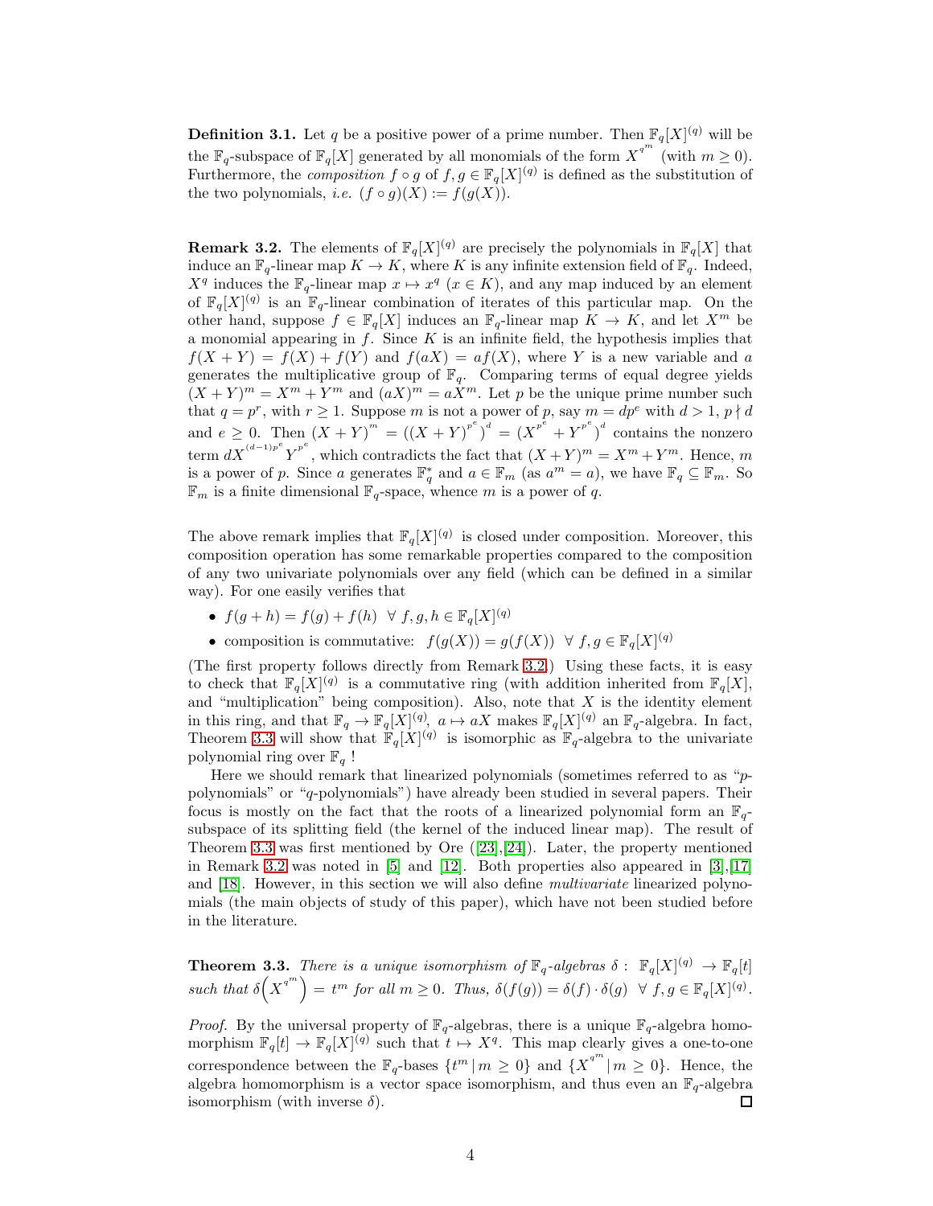**Definition 3.1.** Let $q$ be a positive power of a prime number. Then $\mathbb{F}_q[X]^{(q)}$ will be the $\mathbb{F}_q$-subspace of $\mathbb{F}_q[X]$ generated by all monomials of the form $X^{q^m}$ (with $m \geq 0$). Furthermore, the *composition* $f \circ g$ of $f, g \in \mathbb{F}_q[X]^{(q)}$ is defined as the substitution of the two polynomials, *i.e.* $(f \circ g)(X) := f(g(X))$.

**Remark 3.2.** The elements of $\mathbb{F}_q[X]^{(q)}$ are precisely the polynomials in $\mathbb{F}_q[X]$ that induce an $\mathbb{F}_q$-linear map $K \to K$, where $K$ is any infinite extension field of $\mathbb{F}_q$. Indeed, $X^q$ induces the $\mathbb{F}_q$-linear map $x \mapsto x^q$ ($x \in K$), and any map induced by an element of $\mathbb{F}_q[X]^{(q)}$ is an $\mathbb{F}_q$-linear combination of iterates of this particular map. On the other hand, suppose $f \in \mathbb{F}_q[X]$ induces an $\mathbb{F}_q$-linear map $K \to K$, and let $X^m$ be a monomial appearing in $f$. Since $K$ is an infinite field, the hypothesis implies that $f(X+Y) = f(X) + f(Y)$ and $f(aX) = af(X)$, where $Y$ is a new variable and $a$ generates the multiplicative group of $\mathbb{F}_q$. Comparing terms of equal degree yields $(X+Y)^m = X^m + Y^m$ and $(aX)^m = aX^m$. Let $p$ be the unique prime number such that $q = p^r$, with $r \geq 1$. Suppose $m$ is not a power of $p$, say $m = dp^e$ with $d > 1$, $p \nmid d$ and $e \geq 0$. Then $(X+Y)^m = ((X+Y)^{p^e})^d = (X^{p^e} + Y^{p^e})^d$ contains the nonzero term $dX^{(d-1)p^e}Y^{p^e}$, which contradicts the fact that $(X+Y)^m = X^m + Y^m$. Hence, $m$ is a power of $p$. Since $a$ generates $\mathbb{F}_q^*$ and $a \in \mathbb{F}_m$ (as $a^m = a$), we have $\mathbb{F}_q \subseteq \mathbb{F}_m$. So $\mathbb{F}_m$ is a finite dimensional $\mathbb{F}_q$-space, whence $m$ is a power of $q$.

The above remark implies that $\mathbb{F}_q[X]^{(q)}$ is closed under composition. Moreover, this composition operation has some remarkable properties compared to the composition of any two univariate polynomials over any field (which can be defined in a similar way). For one easily verifies that

- $f(g+h) = f(g) + f(h) \;\; \forall\, f, g, h \in \mathbb{F}_q[X]^{(q)}$
- composition is commutative: $f(g(X)) = g(f(X)) \;\; \forall\, f, g \in \mathbb{F}_q[X]^{(q)}$

(The first property follows directly from Remark 3.2.) Using these facts, it is easy to check that $\mathbb{F}_q[X]^{(q)}$ is a commutative ring (with addition inherited from $\mathbb{F}_q[X]$, and "multiplication" being composition). Also, note that $X$ is the identity element in this ring, and that $\mathbb{F}_q \to \mathbb{F}_q[X]^{(q)}$, $a \mapsto aX$ makes $\mathbb{F}_q[X]^{(q)}$ an $\mathbb{F}_q$-algebra. In fact, Theorem 3.3 will show that $\mathbb{F}_q[X]^{(q)}$ is isomorphic as $\mathbb{F}_q$-algebra to the univariate polynomial ring over $\mathbb{F}_q$ !

Here we should remark that linearized polynomials (sometimes referred to as "$p$-polynomials" or "$q$-polynomials") have already been studied in several papers. Their focus is mostly on the fact that the roots of a linearized polynomial form an $\mathbb{F}_q$-subspace of its splitting field (the kernel of the induced linear map). The result of Theorem 3.3 was first mentioned by Ore ([23],[24]). Later, the property mentioned in Remark 3.2 was noted in [5] and [12]. Both properties also appeared in [3],[17] and [18]. However, in this section we will also define *multivariate* linearized polynomials (the main objects of study of this paper), which have not been studied before in the literature.

**Theorem 3.3.** *There is a unique isomorphism of $\mathbb{F}_q$-algebras $\delta :\; \mathbb{F}_q[X]^{(q)} \to \mathbb{F}_q[t]$ such that $\delta\Big(X^{q^m}\Big) = t^m$ for all $m \geq 0$. Thus, $\delta(f(g)) = \delta(f) \cdot \delta(g) \;\; \forall\, f, g \in \mathbb{F}_q[X]^{(q)}$.*

*Proof.* By the universal property of $\mathbb{F}_q$-algebras, there is a unique $\mathbb{F}_q$-algebra homomorphism $\mathbb{F}_q[t] \to \mathbb{F}_q[X]^{(q)}$ such that $t \mapsto X^q$. This map clearly gives a one-to-one correspondence between the $\mathbb{F}_q$-bases $\{t^m \,|\, m \geq 0\}$ and $\{X^{q^m} \,|\, m \geq 0\}$. Hence, the algebra homomorphism is a vector space isomorphism, and thus even an $\mathbb{F}_q$-algebra isomorphism (with inverse $\delta$). $\square$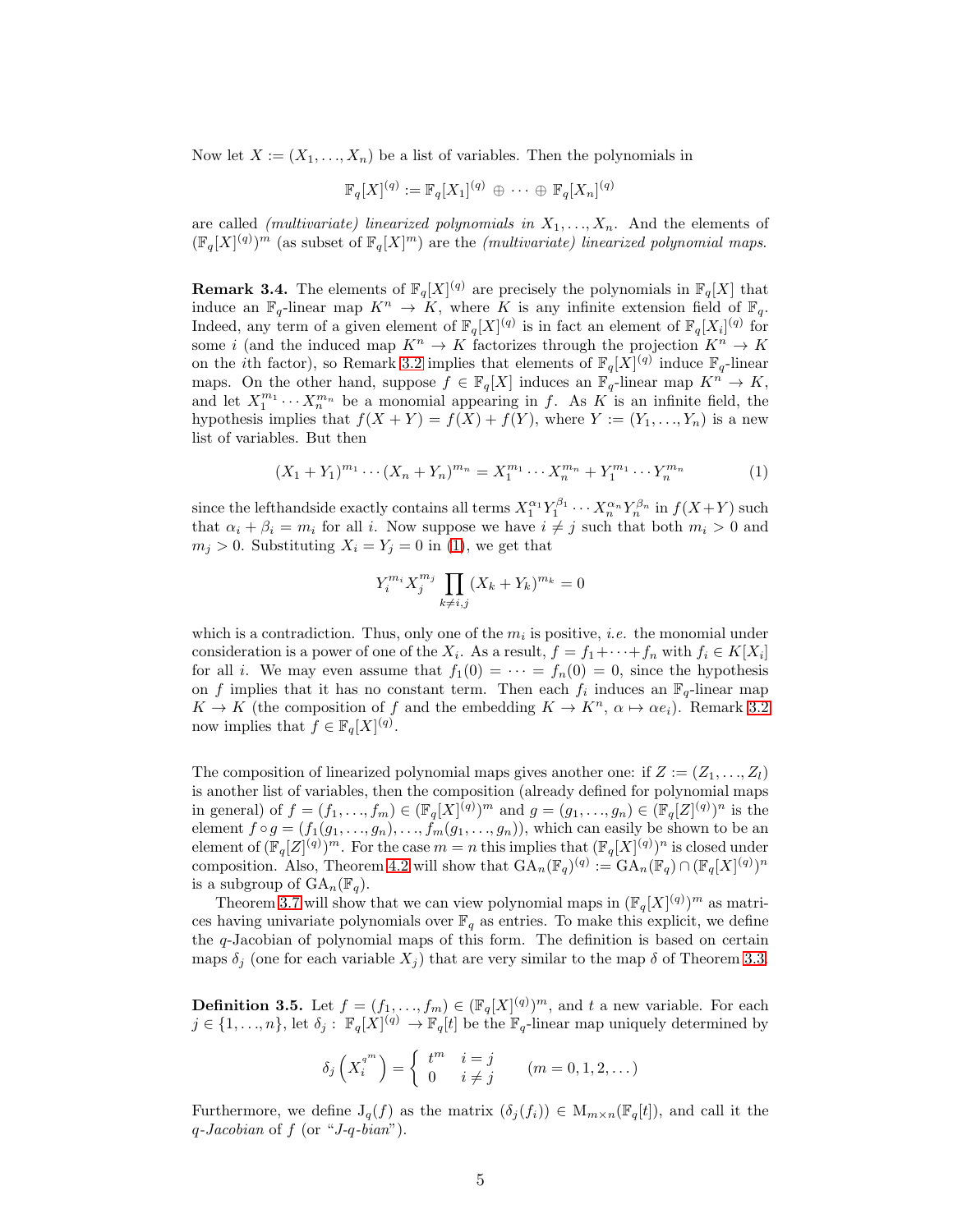Now let $X := (X_1, \ldots, X_n)$ be a list of variables. Then the polynomials in

$$\mathbb{F}_q[X]^{(q)} := \mathbb{F}_q[X_1]^{(q)} \oplus \cdots \oplus \mathbb{F}_q[X_n]^{(q)}$$

are called *(multivariate) linearized polynomials in* $X_1, \ldots, X_n$. And the elements of $(\mathbb{F}_q[X]^{(q)})^m$ (as subset of $\mathbb{F}_q[X]^m$) are the *(multivariate) linearized polynomial maps*.

**Remark 3.4.** The elements of $\mathbb{F}_q[X]^{(q)}$ are precisely the polynomials in $\mathbb{F}_q[X]$ that induce an $\mathbb{F}_q$-linear map $K^n \to K$, where $K$ is any infinite extension field of $\mathbb{F}_q$. Indeed, any term of a given element of $\mathbb{F}_q[X]^{(q)}$ is in fact an element of $\mathbb{F}_q[X_i]^{(q)}$ for some $i$ (and the induced map $K^n \to K$ factorizes through the projection $K^n \to K$ on the $i$th factor), so Remark 3.2 implies that elements of $\mathbb{F}_q[X]^{(q)}$ induce $\mathbb{F}_q$-linear maps. On the other hand, suppose $f \in \mathbb{F}_q[X]$ induces an $\mathbb{F}_q$-linear map $K^n \to K$, and let $X_1^{m_1} \cdots X_n^{m_n}$ be a monomial appearing in $f$. As $K$ is an infinite field, the hypothesis implies that $f(X+Y) = f(X) + f(Y)$, where $Y := (Y_1, \ldots, Y_n)$ is a new list of variables. But then

$$(X_1 + Y_1)^{m_1} \cdots (X_n + Y_n)^{m_n} = X_1^{m_1} \cdots X_n^{m_n} + Y_1^{m_1} \cdots Y_n^{m_n} \tag{1}$$

since the lefthandside exactly contains all terms $X_1^{\alpha_1} Y_1^{\beta_1} \cdots X_n^{\alpha_n} Y_n^{\beta_n}$ in $f(X+Y)$ such that $\alpha_i + \beta_i = m_i$ for all $i$. Now suppose we have $i \neq j$ such that both $m_i > 0$ and $m_j > 0$. Substituting $X_i = Y_j = 0$ in (1), we get that

$$Y_i^{m_i} X_j^{m_j} \prod_{k \neq i,j} (X_k + Y_k)^{m_k} = 0$$

which is a contradiction. Thus, only one of the $m_i$ is positive, *i.e.* the monomial under consideration is a power of one of the $X_i$. As a result, $f = f_1 + \cdots + f_n$ with $f_i \in K[X_i]$ for all $i$. We may even assume that $f_1(0) = \cdots = f_n(0) = 0$, since the hypothesis on $f$ implies that it has no constant term. Then each $f_i$ induces an $\mathbb{F}_q$-linear map $K \to K$ (the composition of $f$ and the embedding $K \to K^n$, $\alpha \mapsto \alpha e_i$). Remark 3.2 now implies that $f \in \mathbb{F}_q[X]^{(q)}$.

The composition of linearized polynomial maps gives another one: if $Z := (Z_1, \ldots, Z_l)$ is another list of variables, then the composition (already defined for polynomial maps in general) of $f = (f_1, \ldots, f_m) \in (\mathbb{F}_q[X]^{(q)})^m$ and $g = (g_1, \ldots, g_n) \in (\mathbb{F}_q[Z]^{(q)})^n$ is the element $f \circ g = (f_1(g_1, \ldots, g_n), \ldots, f_m(g_1, \ldots, g_n))$, which can easily be shown to be an element of $(\mathbb{F}_q[Z]^{(q)})^m$. For the case $m = n$ this implies that $(\mathbb{F}_q[X]^{(q)})^n$ is closed under composition. Also, Theorem 4.2 will show that $\mathrm{GA}_n(\mathbb{F}_q)^{(q)} := \mathrm{GA}_n(\mathbb{F}_q) \cap (\mathbb{F}_q[X]^{(q)})^n$ is a subgroup of $\mathrm{GA}_n(\mathbb{F}_q)$.

Theorem 3.7 will show that we can view polynomial maps in $(\mathbb{F}_q[X]^{(q)})^m$ as matrices having univariate polynomials over $\mathbb{F}_q$ as entries. To make this explicit, we define the $q$-Jacobian of polynomial maps of this form. The definition is based on certain maps $\delta_j$ (one for each variable $X_j$) that are very similar to the map $\delta$ of Theorem 3.3.

**Definition 3.5.** Let $f = (f_1, \ldots, f_m) \in (\mathbb{F}_q[X]^{(q)})^m$, and $t$ a new variable. For each $j \in \{1, \ldots, n\}$, let $\delta_j : \mathbb{F}_q[X]^{(q)} \to \mathbb{F}_q[t]$ be the $\mathbb{F}_q$-linear map uniquely determined by

$$\delta_j\left(X_i^{q^m}\right) = \begin{cases} t^m & i = j \\ 0 & i \neq j \end{cases} \qquad (m = 0, 1, 2, \ldots)$$

Furthermore, we define $\mathrm{J}_q(f)$ as the matrix $(\delta_j(f_i)) \in \mathrm{M}_{m \times n}(\mathbb{F}_q[t])$, and call it the *$q$-Jacobian* of $f$ (or "*J-q-bian*").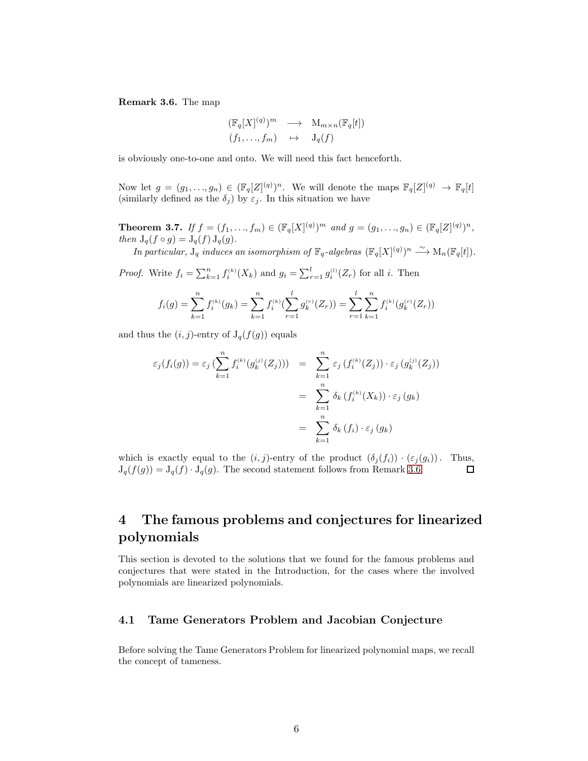**Remark 3.6.** The map

$$\begin{array}{ccc}(\mathbb{F}_q[X]^{(q)})^m & \longrightarrow & \mathrm{M}_{m\times n}(\mathbb{F}_q[t]) \\ (f_1,\ldots,f_m) & \mapsto & \mathrm{J}_q(f)\end{array}$$

is obviously one-to-one and onto. We will need this fact henceforth.

Now let $g = (g_1, \ldots, g_n) \in (\mathbb{F}_q[Z]^{(q)})^n$. We will denote the maps $\mathbb{F}_q[Z]^{(q)} \to \mathbb{F}_q[t]$ (similarly defined as the $\delta_j$) by $\varepsilon_j$. In this situation we have

**Theorem 3.7.** *If $f = (f_1, \ldots, f_m) \in (\mathbb{F}_q[X]^{(q)})^m$ and $g = (g_1, \ldots, g_n) \in (\mathbb{F}_q[Z]^{(q)})^n$, then $\mathrm{J}_q(f \circ g) = \mathrm{J}_q(f)\,\mathrm{J}_q(g)$.*

*In particular, $\mathrm{J}_q$ induces an isomorphism of $\mathbb{F}_q$-algebras $(\mathbb{F}_q[X]^{(q)})^n \xrightarrow{\sim} \mathrm{M}_n(\mathbb{F}_q[t])$.*

*Proof.* Write $f_i = \sum_{k=1}^n f_i^{(k)}(X_k)$ and $g_i = \sum_{r=1}^l g_i^{(l)}(Z_r)$ for all $i$. Then

$$f_i(g) = \sum_{k=1}^n f_i^{(k)}(g_k) = \sum_{k=1}^n f_i^{(k)}(\sum_{r=1}^l g_k^{(r)}(Z_r)) = \sum_{r=1}^l \sum_{k=1}^n f_i^{(k)}(g_k^{(r)}(Z_r))$$

and thus the $(i, j)$-entry of $\mathrm{J}_q(f(g))$ equals

$$\begin{aligned}\varepsilon_j(f_i(g)) = \varepsilon_j\,(\sum_{k=1}^n f_i^{(k)}(g_k^{(j)}(Z_j))) &= \sum_{k=1}^n \varepsilon_j\,(f_i^{(k)}(Z_j)) \cdot \varepsilon_j\,(g_k^{(j)}(Z_j)) \\ &= \sum_{k=1}^n \delta_k\,(f_i^{(k)}(X_k)) \cdot \varepsilon_j\,(g_k) \\ &= \sum_{k=1}^n \delta_k\,(f_i) \cdot \varepsilon_j\,(g_k)\end{aligned}$$

which is exactly equal to the $(i, j)$-entry of the product $(\delta_j(f_i)) \cdot (\varepsilon_j(g_i))$. Thus, $\mathrm{J}_q(f(g)) = \mathrm{J}_q(f) \cdot \mathrm{J}_q(g)$. The second statement follows from Remark 3.6. $\square$

## 4 The famous problems and conjectures for linearized polynomials

This section is devoted to the solutions that we found for the famous problems and conjectures that were stated in the Introduction, for the cases where the involved polynomials are linearized polynomials.

### 4.1 Tame Generators Problem and Jacobian Conjecture

Before solving the Tame Generators Problem for linearized polynomial maps, we recall the concept of tameness.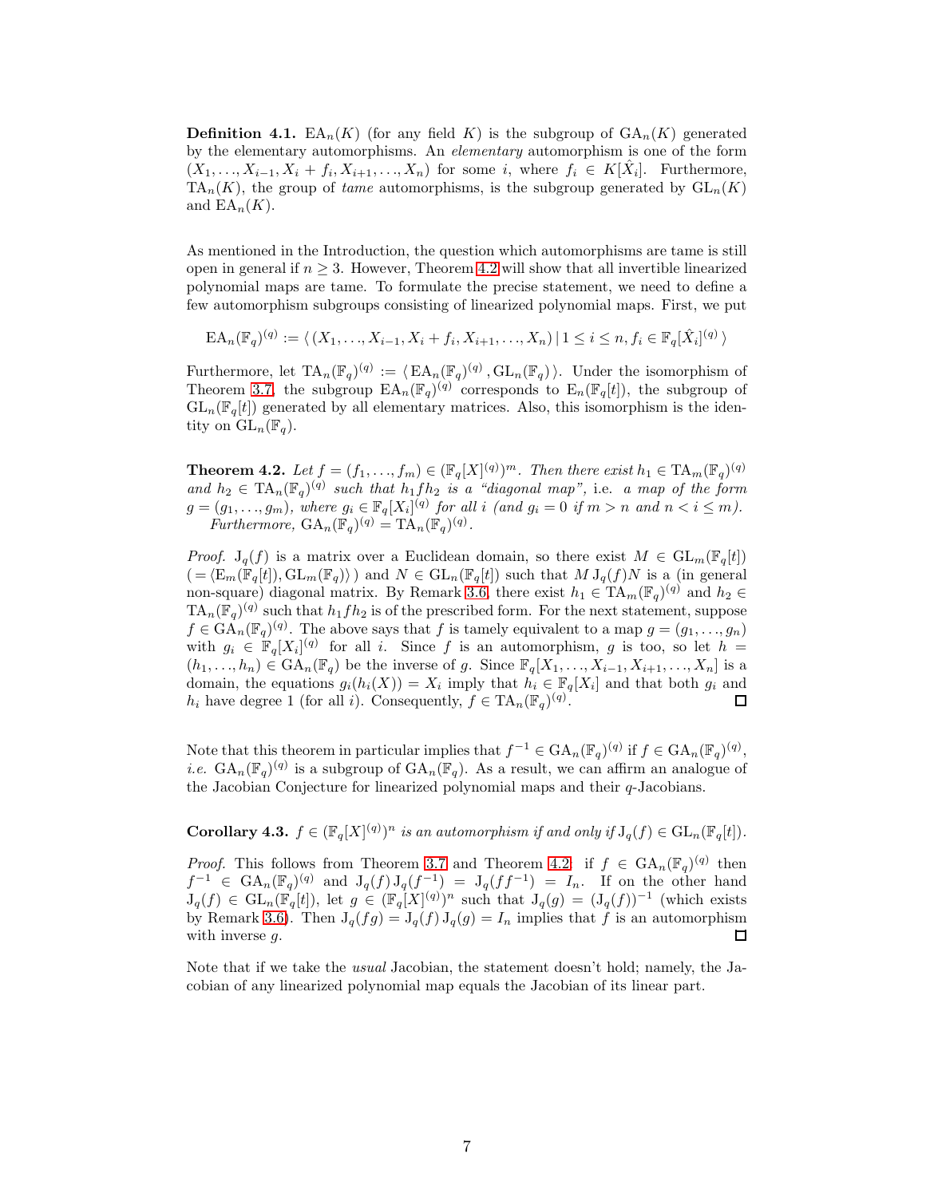**Definition 4.1.** $\mathrm{EA}_n(K)$ (for any field $K$) is the subgroup of $\mathrm{GA}_n(K)$ generated by the elementary automorphisms. An *elementary* automorphism is one of the form $(X_1, \ldots, X_{i-1}, X_i + f_i, X_{i+1}, \ldots, X_n)$ for some $i$, where $f_i \in K[\hat{X}_i]$. Furthermore, $\mathrm{TA}_n(K)$, the group of *tame* automorphisms, is the subgroup generated by $\mathrm{GL}_n(K)$ and $\mathrm{EA}_n(K)$.

As mentioned in the Introduction, the question which automorphisms are tame is still open in general if $n \geq 3$. However, Theorem 4.2 will show that all invertible linearized polynomial maps are tame. To formulate the precise statement, we need to define a few automorphism subgroups consisting of linearized polynomial maps. First, we put

$$\mathrm{EA}_n(\mathbb{F}_q)^{(q)} := \langle\, (X_1, \ldots, X_{i-1}, X_i + f_i, X_{i+1}, \ldots, X_n) \,|\, 1 \leq i \leq n, f_i \in \mathbb{F}_q[\hat{X}_i]^{(q)} \,\rangle$$

Furthermore, let $\mathrm{TA}_n(\mathbb{F}_q)^{(q)} := \langle\, \mathrm{EA}_n(\mathbb{F}_q)^{(q)}, \mathrm{GL}_n(\mathbb{F}_q) \rangle$. Under the isomorphism of Theorem 3.7, the subgroup $\mathrm{EA}_n(\mathbb{F}_q)^{(q)}$ corresponds to $\mathrm{E}_n(\mathbb{F}_q[t])$, the subgroup of $\mathrm{GL}_n(\mathbb{F}_q[t])$ generated by all elementary matrices. Also, this isomorphism is the identity on $\mathrm{GL}_n(\mathbb{F}_q)$.

**Theorem 4.2.** *Let $f = (f_1, \ldots, f_m) \in (\mathbb{F}_q[X]^{(q)})^m$. Then there exist $h_1 \in \mathrm{TA}_m(\mathbb{F}_q)^{(q)}$ and $h_2 \in \mathrm{TA}_n(\mathbb{F}_q)^{(q)}$ such that $h_1 f h_2$ is a "diagonal map",* i.e. *a map of the form $g = (g_1, \ldots, g_m)$, where $g_i \in \mathbb{F}_q[X_i]^{(q)}$ for all $i$ (and $g_i = 0$ if $m > n$ and $n < i \leq m$).*
*Furthermore, $\mathrm{GA}_n(\mathbb{F}_q)^{(q)} = \mathrm{TA}_n(\mathbb{F}_q)^{(q)}$.*

*Proof.* $\mathrm{J}_q(f)$ is a matrix over a Euclidean domain, so there exist $M \in \mathrm{GL}_m(\mathbb{F}_q[t])$ $(= \langle \mathrm{E}_m(\mathbb{F}_q[t]), \mathrm{GL}_m(\mathbb{F}_q) \rangle)$ and $N \in \mathrm{GL}_n(\mathbb{F}_q[t])$ such that $M\,\mathrm{J}_q(f) N$ is a (in general non-square) diagonal matrix. By Remark 3.6, there exist $h_1 \in \mathrm{TA}_m(\mathbb{F}_q)^{(q)}$ and $h_2 \in \mathrm{TA}_n(\mathbb{F}_q)^{(q)}$ such that $h_1 f h_2$ is of the prescribed form. For the next statement, suppose $f \in \mathrm{GA}_n(\mathbb{F}_q)^{(q)}$. The above says that $f$ is tamely equivalent to a map $g = (g_1, \ldots, g_n)$ with $g_i \in \mathbb{F}_q[X_i]^{(q)}$ for all $i$. Since $f$ is an automorphism, $g$ is too, so let $h = (h_1, \ldots, h_n) \in \mathrm{GA}_n(\mathbb{F}_q)$ be the inverse of $g$. Since $\mathbb{F}_q[X_1, \ldots, X_{i-1}, X_{i+1}, \ldots, X_n]$ is a domain, the equations $g_i(h_i(X)) = X_i$ imply that $h_i \in \mathbb{F}_q[X_i]$ and that both $g_i$ and $h_i$ have degree 1 (for all $i$). Consequently, $f \in \mathrm{TA}_n(\mathbb{F}_q)^{(q)}$. $\square$

Note that this theorem in particular implies that $f^{-1} \in \mathrm{GA}_n(\mathbb{F}_q)^{(q)}$ if $f \in \mathrm{GA}_n(\mathbb{F}_q)^{(q)}$, *i.e.* $\mathrm{GA}_n(\mathbb{F}_q)^{(q)}$ is a subgroup of $\mathrm{GA}_n(\mathbb{F}_q)$. As a result, we can affirm an analogue of the Jacobian Conjecture for linearized polynomial maps and their $q$-Jacobians.

**Corollary 4.3.** *$f \in (\mathbb{F}_q[X]^{(q)})^n$ is an automorphism if and only if $\mathrm{J}_q(f) \in \mathrm{GL}_n(\mathbb{F}_q[t])$.*

*Proof.* This follows from Theorem 3.7 and Theorem 4.2: if $f \in \mathrm{GA}_n(\mathbb{F}_q)^{(q)}$ then $f^{-1} \in \mathrm{GA}_n(\mathbb{F}_q)^{(q)}$ and $\mathrm{J}_q(f)\,\mathrm{J}_q(f^{-1}) = \mathrm{J}_q(ff^{-1}) = I_n$. If on the other hand $\mathrm{J}_q(f) \in \mathrm{GL}_n(\mathbb{F}_q[t])$, let $g \in (\mathbb{F}_q[X]^{(q)})^n$ such that $\mathrm{J}_q(g) = (\mathrm{J}_q(f))^{-1}$ (which exists by Remark 3.6). Then $\mathrm{J}_q(fg) = \mathrm{J}_q(f)\,\mathrm{J}_q(g) = I_n$ implies that $f$ is an automorphism with inverse $g$. $\square$

Note that if we take the *usual* Jacobian, the statement doesn't hold; namely, the Jacobian of any linearized polynomial map equals the Jacobian of its linear part.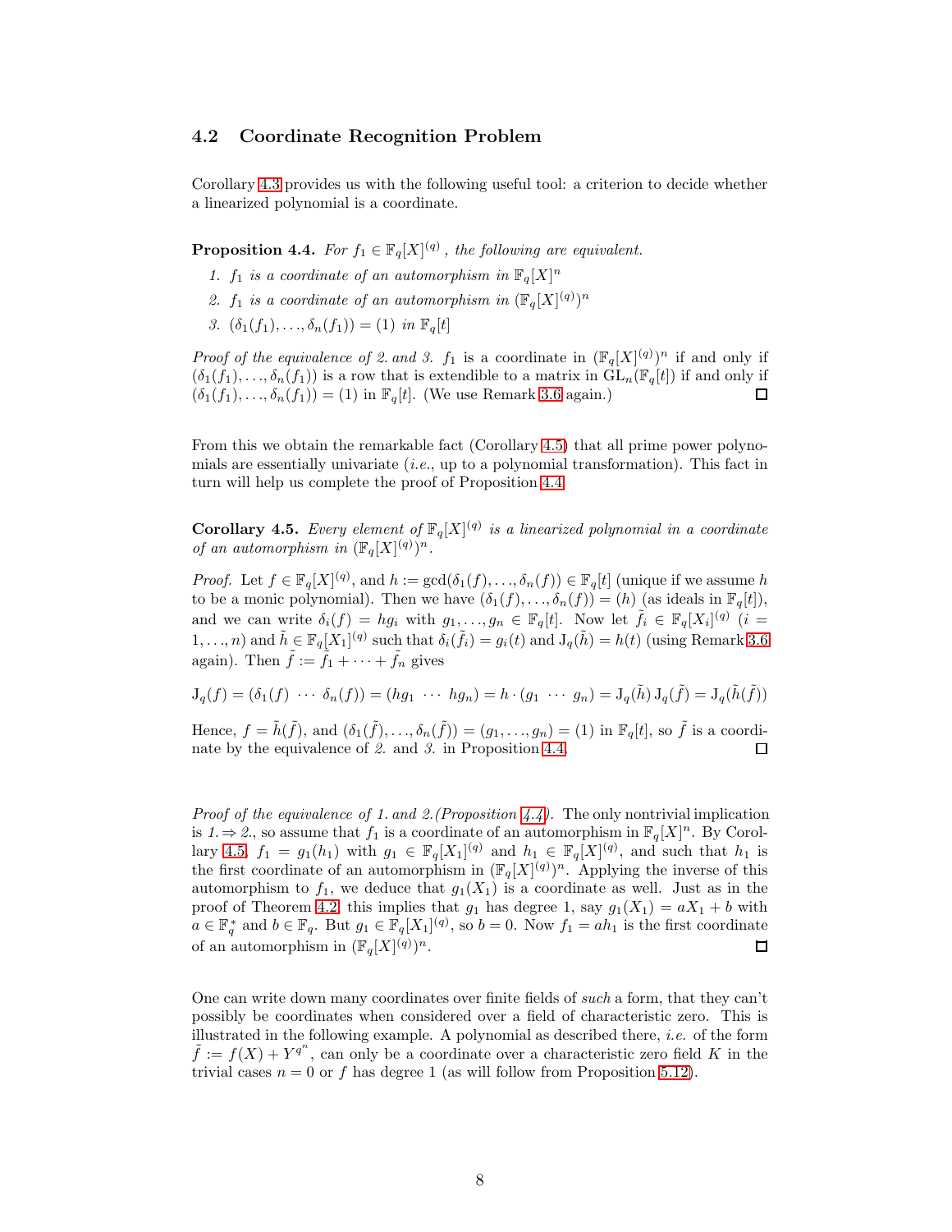### 4.2 Coordinate Recognition Problem

Corollary 4.3 provides us with the following useful tool: a criterion to decide whether a linearized polynomial is a coordinate.

**Proposition 4.4.** *For $f_1 \in \mathbb{F}_q[X]^{(q)}$, the following are equivalent.*

1. *$f_1$ is a coordinate of an automorphism in $\mathbb{F}_q[X]^n$*
2. *$f_1$ is a coordinate of an automorphism in $(\mathbb{F}_q[X]^{(q)})^n$*
3. *$(\delta_1(f_1), \ldots, \delta_n(f_1)) = (1)$ in $\mathbb{F}_q[t]$*

*Proof of the equivalence of 2. and 3.* $f_1$ is a coordinate in $(\mathbb{F}_q[X]^{(q)})^n$ if and only if $(\delta_1(f_1), \ldots, \delta_n(f_1))$ is a row that is extendible to a matrix in $\mathrm{GL}_n(\mathbb{F}_q[t])$ if and only if $(\delta_1(f_1), \ldots, \delta_n(f_1)) = (1)$ in $\mathbb{F}_q[t]$. (We use Remark 3.6 again.) □

From this we obtain the remarkable fact (Corollary 4.5) that all prime power polynomials are essentially univariate (*i.e.*, up to a polynomial transformation). This fact in turn will help us complete the proof of Proposition 4.4.

**Corollary 4.5.** *Every element of $\mathbb{F}_q[X]^{(q)}$ is a linearized polynomial in a coordinate of an automorphism in $(\mathbb{F}_q[X]^{(q)})^n$.*

*Proof.* Let $f \in \mathbb{F}_q[X]^{(q)}$, and $h := \gcd(\delta_1(f), \ldots, \delta_n(f)) \in \mathbb{F}_q[t]$ (unique if we assume $h$ to be a monic polynomial). Then we have $(\delta_1(f), \ldots, \delta_n(f)) = (h)$ (as ideals in $\mathbb{F}_q[t]$), and we can write $\delta_i(f) = hg_i$ with $g_1, \ldots, g_n \in \mathbb{F}_q[t]$. Now let $\tilde{f}_i \in \mathbb{F}_q[X_i]^{(q)}$ ($i = 1, \ldots, n$) and $\tilde{h} \in \mathbb{F}_q[X_1]^{(q)}$ such that $\delta_i(\tilde{f}_i) = g_i(t)$ and $\mathrm{J}_q(\tilde{h}) = h(t)$ (using Remark 3.6 again). Then $\tilde{f} := \tilde{f}_1 + \cdots + \tilde{f}_n$ gives

$$\mathrm{J}_q(f) = (\delta_1(f) \ \cdots \ \delta_n(f)) = (hg_1 \ \cdots \ hg_n) = h \cdot (g_1 \ \cdots \ g_n) = \mathrm{J}_q(\tilde{h})\,\mathrm{J}_q(\tilde{f}) = \mathrm{J}_q(\tilde{h}(\tilde{f}))$$

Hence, $f = \tilde{h}(\tilde{f})$, and $(\delta_1(\tilde{f}), \ldots, \delta_n(\tilde{f})) = (g_1, \ldots, g_n) = (1)$ in $\mathbb{F}_q[t]$, so $\tilde{f}$ is a coordinate by the equivalence of *2.* and *3.* in Proposition 4.4. □

*Proof of the equivalence of 1. and 2.(Proposition 4.4).* The only nontrivial implication is *1.*$\Rightarrow$*2.*, so assume that $f_1$ is a coordinate of an automorphism in $\mathbb{F}_q[X]^n$. By Corollary 4.5, $f_1 = g_1(h_1)$ with $g_1 \in \mathbb{F}_q[X_1]^{(q)}$ and $h_1 \in \mathbb{F}_q[X]^{(q)}$, and such that $h_1$ is the first coordinate of an automorphism in $(\mathbb{F}_q[X]^{(q)})^n$. Applying the inverse of this automorphism to $f_1$, we deduce that $g_1(X_1)$ is a coordinate as well. Just as in the proof of Theorem 4.2, this implies that $g_1$ has degree 1, say $g_1(X_1) = aX_1 + b$ with $a \in \mathbb{F}_q^*$ and $b \in \mathbb{F}_q$. But $g_1 \in \mathbb{F}_q[X_1]^{(q)}$, so $b = 0$. Now $f_1 = ah_1$ is the first coordinate of an automorphism in $(\mathbb{F}_q[X]^{(q)})^n$. □

One can write down many coordinates over finite fields of *such* a form, that they can't possibly be coordinates when considered over a field of characteristic zero. This is illustrated in the following example. A polynomial as described there, *i.e.* of the form $\tilde{f} := f(X) + Y^{q^n}$, can only be a coordinate over a characteristic zero field $K$ in the trivial cases $n = 0$ or $f$ has degree 1 (as will follow from Proposition 5.12).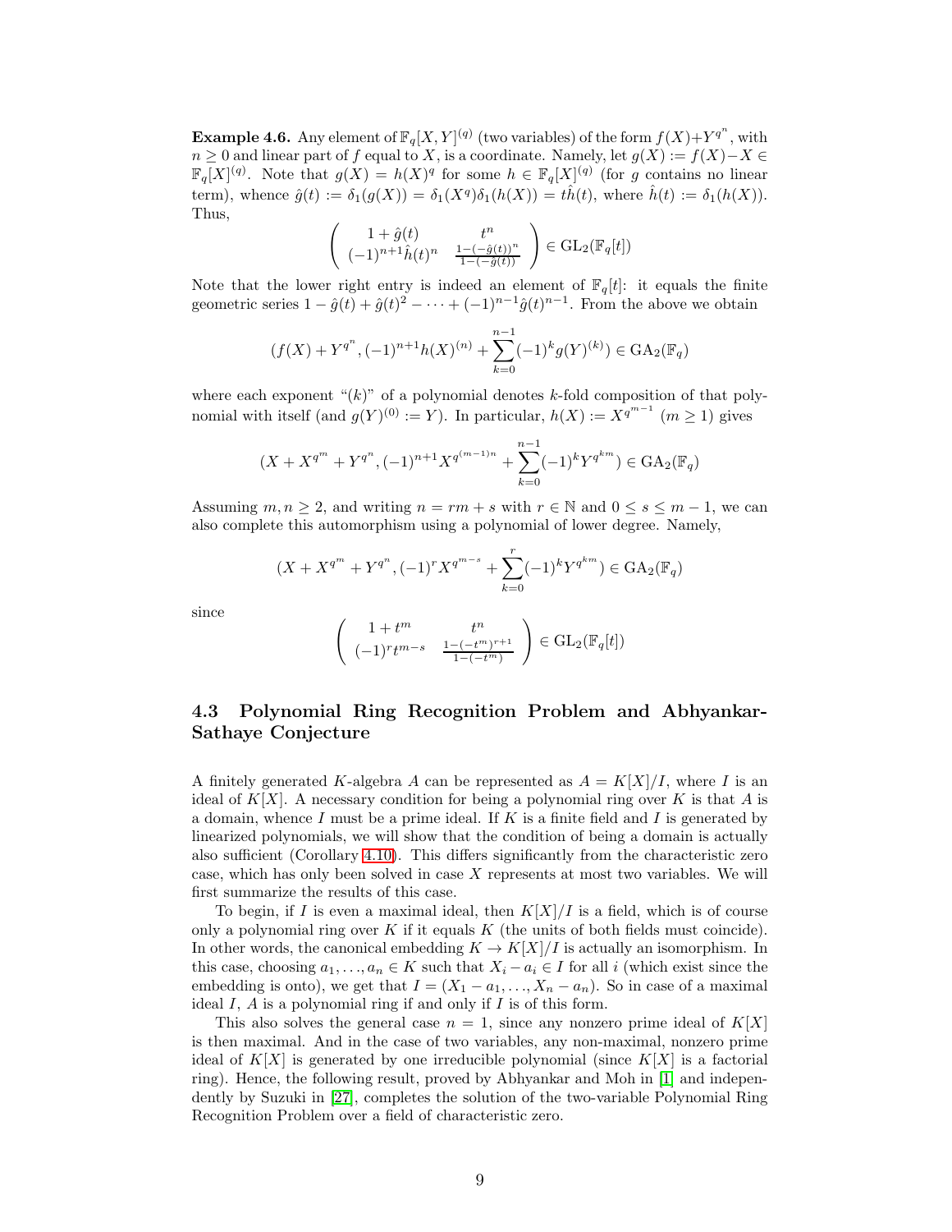**Example 4.6.** Any element of $\mathbb{F}_q[X,Y]^{(q)}$ (two variables) of the form $f(X)+Y^{q^n}$, with $n \geq 0$ and linear part of $f$ equal to $X$, is a coordinate. Namely, let $g(X) := f(X) - X \in \mathbb{F}_q[X]^{(q)}$. Note that $g(X) = h(X)^q$ for some $h \in \mathbb{F}_q[X]^{(q)}$ (for $g$ contains no linear term), whence $\hat{g}(t) := \delta_1(g(X)) = \delta_1(X^q)\delta_1(h(X)) = t\hat{h}(t)$, where $\hat{h}(t) := \delta_1(h(X))$. Thus,

$$\begin{pmatrix} 1+\hat{g}(t) & t^n \\ (-1)^{n+1}\hat{h}(t)^n & \frac{1-(-\hat{g}(t))^n}{1-(-\hat{g}(t))} \end{pmatrix} \in \mathrm{GL}_2(\mathbb{F}_q[t])$$

Note that the lower right entry is indeed an element of $\mathbb{F}_q[t]$: it equals the finite geometric series $1 - \hat{g}(t) + \hat{g}(t)^2 - \cdots + (-1)^{n-1}\hat{g}(t)^{n-1}$. From the above we obtain

$$(f(X)+Y^{q^n}, (-1)^{n+1}h(X)^{(n)} + \sum_{k=0}^{n-1}(-1)^k g(Y)^{(k)}) \in \mathrm{GA}_2(\mathbb{F}_q)$$

where each exponent "$(k)$" of a polynomial denotes $k$-fold composition of that polynomial with itself (and $g(Y)^{(0)} := Y$). In particular, $h(X) := X^{q^{m-1}}$ ($m \geq 1$) gives

$$(X + X^{q^m} + Y^{q^n}, (-1)^{n+1}X^{q^{(m-1)n}} + \sum_{k=0}^{n-1}(-1)^k Y^{q^{km}}) \in \mathrm{GA}_2(\mathbb{F}_q)$$

Assuming $m, n \geq 2$, and writing $n = rm + s$ with $r \in \mathbb{N}$ and $0 \leq s \leq m-1$, we can also complete this automorphism using a polynomial of lower degree. Namely,

$$(X + X^{q^m} + Y^{q^n}, (-1)^r X^{q^{m-s}} + \sum_{k=0}^{r}(-1)^k Y^{q^{km}}) \in \mathrm{GA}_2(\mathbb{F}_q)$$

since

$$\begin{pmatrix} 1+t^m & t^n \\ (-1)^r t^{m-s} & \frac{1-(-t^m)^{r+1}}{1-(-t^m)} \end{pmatrix} \in \mathrm{GL}_2(\mathbb{F}_q[t])$$

## 4.3 Polynomial Ring Recognition Problem and Abhyankar-Sathaye Conjecture

A finitely generated $K$-algebra $A$ can be represented as $A = K[X]/I$, where $I$ is an ideal of $K[X]$. A necessary condition for being a polynomial ring over $K$ is that $A$ is a domain, whence $I$ must be a prime ideal. If $K$ is a finite field and $I$ is generated by linearized polynomials, we will show that the condition of being a domain is actually also sufficient (Corollary 4.10). This differs significantly from the characteristic zero case, which has only been solved in case $X$ represents at most two variables. We will first summarize the results of this case.

To begin, if $I$ is even a maximal ideal, then $K[X]/I$ is a field, which is of course only a polynomial ring over $K$ if it equals $K$ (the units of both fields must coincide). In other words, the canonical embedding $K \to K[X]/I$ is actually an isomorphism. In this case, choosing $a_1, \ldots, a_n \in K$ such that $X_i - a_i \in I$ for all $i$ (which exist since the embedding is onto), we get that $I = (X_1 - a_1, \ldots, X_n - a_n)$. So in case of a maximal ideal $I$, $A$ is a polynomial ring if and only if $I$ is of this form.

This also solves the general case $n = 1$, since any nonzero prime ideal of $K[X]$ is then maximal. And in the case of two variables, any non-maximal, nonzero prime ideal of $K[X]$ is generated by one irreducible polynomial (since $K[X]$ is a factorial ring). Hence, the following result, proved by Abhyankar and Moh in [1] and independently by Suzuki in [27], completes the solution of the two-variable Polynomial Ring Recognition Problem over a field of characteristic zero.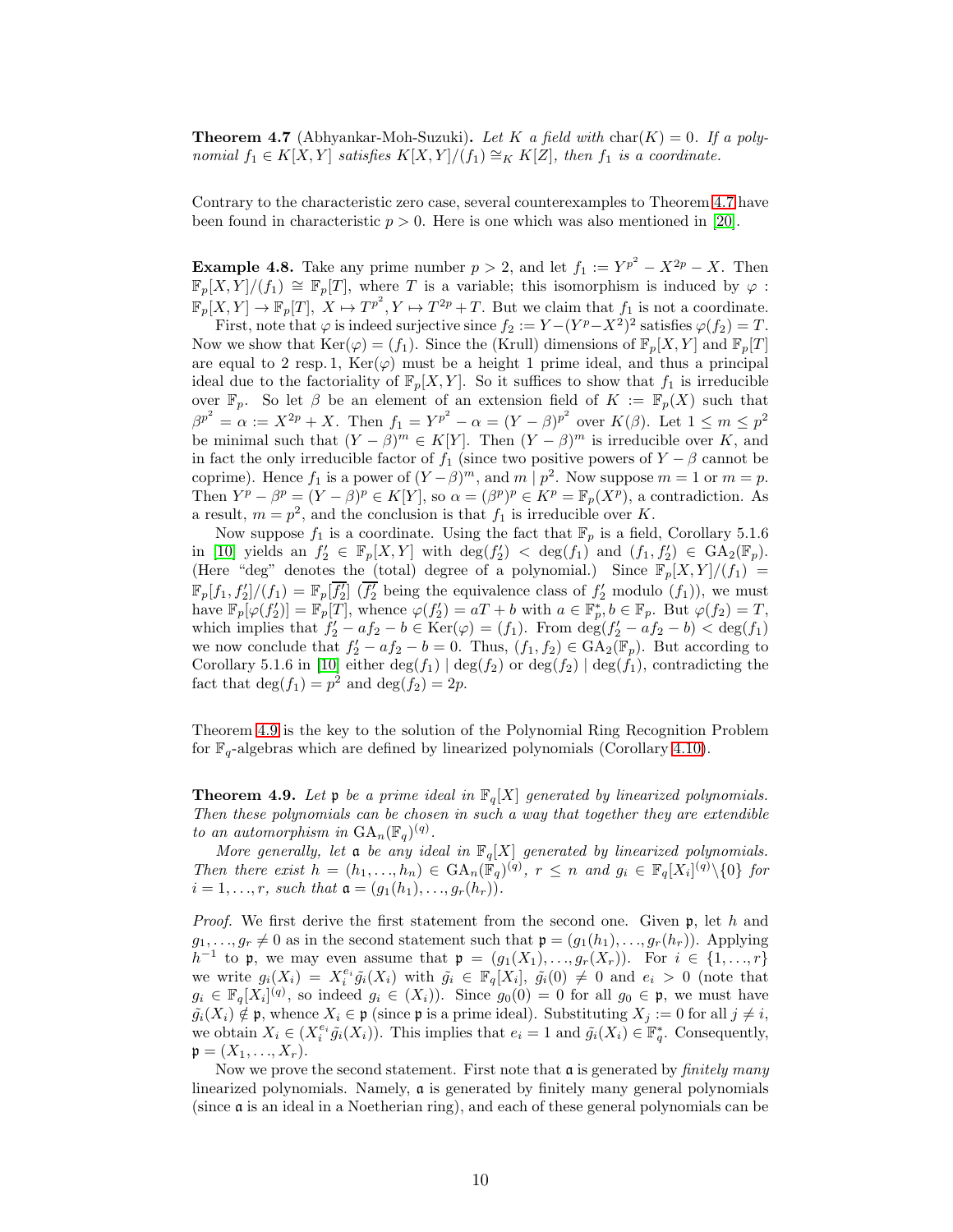**Theorem 4.7** (Abhyankar-Moh-Suzuki)**.** *Let $K$ a field with $\mathrm{char}(K) = 0$. If a polynomial $f_1 \in K[X,Y]$ satisfies $K[X,Y]/(f_1) \cong_K K[Z]$, then $f_1$ is a coordinate.*

Contrary to the characteristic zero case, several counterexamples to Theorem 4.7 have been found in characteristic $p > 0$. Here is one which was also mentioned in [20].

**Example 4.8.** Take any prime number $p > 2$, and let $f_1 := Y^{p^2} - X^{2p} - X$. Then $\mathbb{F}_p[X,Y]/(f_1) \cong \mathbb{F}_p[T]$, where $T$ is a variable; this isomorphism is induced by $\varphi : \mathbb{F}_p[X,Y] \to \mathbb{F}_p[T]$, $X \mapsto T^{p^2}, Y \mapsto T^{2p} + T$. But we claim that $f_1$ is not a coordinate.

First, note that $\varphi$ is indeed surjective since $f_2 := Y - (Y^p - X^2)^2$ satisfies $\varphi(f_2) = T$. Now we show that $\mathrm{Ker}(\varphi) = (f_1)$. Since the (Krull) dimensions of $\mathbb{F}_p[X,Y]$ and $\mathbb{F}_p[T]$ are equal to 2 resp. 1, $\mathrm{Ker}(\varphi)$ must be a height 1 prime ideal, and thus a principal ideal due to the factoriality of $\mathbb{F}_p[X,Y]$. So it suffices to show that $f_1$ is irreducible over $\mathbb{F}_p$. So let $\beta$ be an element of an extension field of $K := \mathbb{F}_p(X)$ such that $\beta^{p^2} = \alpha := X^{2p} + X$. Then $f_1 = Y^{p^2} - \alpha = (Y - \beta)^{p^2}$ over $K(\beta)$. Let $1 \leq m \leq p^2$ be minimal such that $(Y - \beta)^m \in K[Y]$. Then $(Y - \beta)^m$ is irreducible over $K$, and in fact the only irreducible factor of $f_1$ (since two positive powers of $Y - \beta$ cannot be coprime). Hence $f_1$ is a power of $(Y - \beta)^m$, and $m \mid p^2$. Now suppose $m = 1$ or $m = p$. Then $Y^p - \beta^p = (Y - \beta)^p \in K[Y]$, so $\alpha = (\beta^p)^p \in K^p = \mathbb{F}_p(X^p)$, a contradiction. As a result, $m = p^2$, and the conclusion is that $f_1$ is irreducible over $K$.

Now suppose $f_1$ is a coordinate. Using the fact that $\mathbb{F}_p$ is a field, Corollary 5.1.6 in [10] yields an $f_2' \in \mathbb{F}_p[X,Y]$ with $\deg(f_2') < \deg(f_1)$ and $(f_1, f_2') \in \mathrm{GA}_2(\mathbb{F}_p)$. (Here "deg" denotes the (total) degree of a polynomial.) Since $\mathbb{F}_p[X,Y]/(f_1) = \mathbb{F}_p[f_1, f_2']/(f_1) = \mathbb{F}_p[\overline{f_2'}]$ ($\overline{f_2'}$ being the equivalence class of $f_2'$ modulo $(f_1)$), we must have $\mathbb{F}_p[\varphi(f_2')] = \mathbb{F}_p[T]$, whence $\varphi(f_2') = aT + b$ with $a \in \mathbb{F}_p^*, b \in \mathbb{F}_p$. But $\varphi(f_2) = T$, which implies that $f_2' - af_2 - b \in \mathrm{Ker}(\varphi) = (f_1)$. From $\deg(f_2' - af_2 - b) < \deg(f_1)$ we now conclude that $f_2' - af_2 - b = 0$. Thus, $(f_1, f_2) \in \mathrm{GA}_2(\mathbb{F}_p)$. But according to Corollary 5.1.6 in [10] either $\deg(f_1) \mid \deg(f_2)$ or $\deg(f_2) \mid \deg(f_1)$, contradicting the fact that $\deg(f_1) = p^2$ and $\deg(f_2) = 2p$.

Theorem 4.9 is the key to the solution of the Polynomial Ring Recognition Problem for $\mathbb{F}_q$-algebras which are defined by linearized polynomials (Corollary 4.10).

**Theorem 4.9.** *Let $\mathfrak{p}$ be a prime ideal in $\mathbb{F}_q[X]$ generated by linearized polynomials. Then these polynomials can be chosen in such a way that together they are extendible to an automorphism in $\mathrm{GA}_n(\mathbb{F}_q)^{(q)}$.*

*More generally, let $\mathfrak{a}$ be any ideal in $\mathbb{F}_q[X]$ generated by linearized polynomials. Then there exist $h = (h_1, \ldots, h_n) \in \mathrm{GA}_n(\mathbb{F}_q)^{(q)}$, $r \leq n$ and $g_i \in \mathbb{F}_q[X_i]^{(q)} \backslash \{0\}$ for $i = 1, \ldots, r$, such that $\mathfrak{a} = (g_1(h_1), \ldots, g_r(h_r))$.*

*Proof.* We first derive the first statement from the second one. Given $\mathfrak{p}$, let $h$ and $g_1, \ldots, g_r \neq 0$ as in the second statement such that $\mathfrak{p} = (g_1(h_1), \ldots, g_r(h_r))$. Applying $h^{-1}$ to $\mathfrak{p}$, we may even assume that $\mathfrak{p} = (g_1(X_1), \ldots, g_r(X_r))$. For $i \in \{1, \ldots, r\}$ we write $g_i(X_i) = X_i^{e_i} \tilde{g}_i(X_i)$ with $\tilde{g}_i \in \mathbb{F}_q[X_i]$, $\tilde{g}_i(0) \neq 0$ and $e_i > 0$ (note that $g_i \in \mathbb{F}_q[X_i]^{(q)}$, so indeed $g_i \in (X_i)$). Since $g_0(0) = 0$ for all $g_0 \in \mathfrak{p}$, we must have $\tilde{g}_i(X_i) \notin \mathfrak{p}$, whence $X_i \in \mathfrak{p}$ (since $\mathfrak{p}$ is a prime ideal). Substituting $X_j := 0$ for all $j \neq i$, we obtain $X_i \in (X_i^{e_i} \tilde{g}_i(X_i))$. This implies that $e_i = 1$ and $\tilde{g}_i(X_i) \in \mathbb{F}_q^*$. Consequently, $\mathfrak{p} = (X_1, \ldots, X_r)$.

Now we prove the second statement. First note that $\mathfrak{a}$ is generated by *finitely many* linearized polynomials. Namely, $\mathfrak{a}$ is generated by finitely many general polynomials (since $\mathfrak{a}$ is an ideal in a Noetherian ring), and each of these general polynomials can be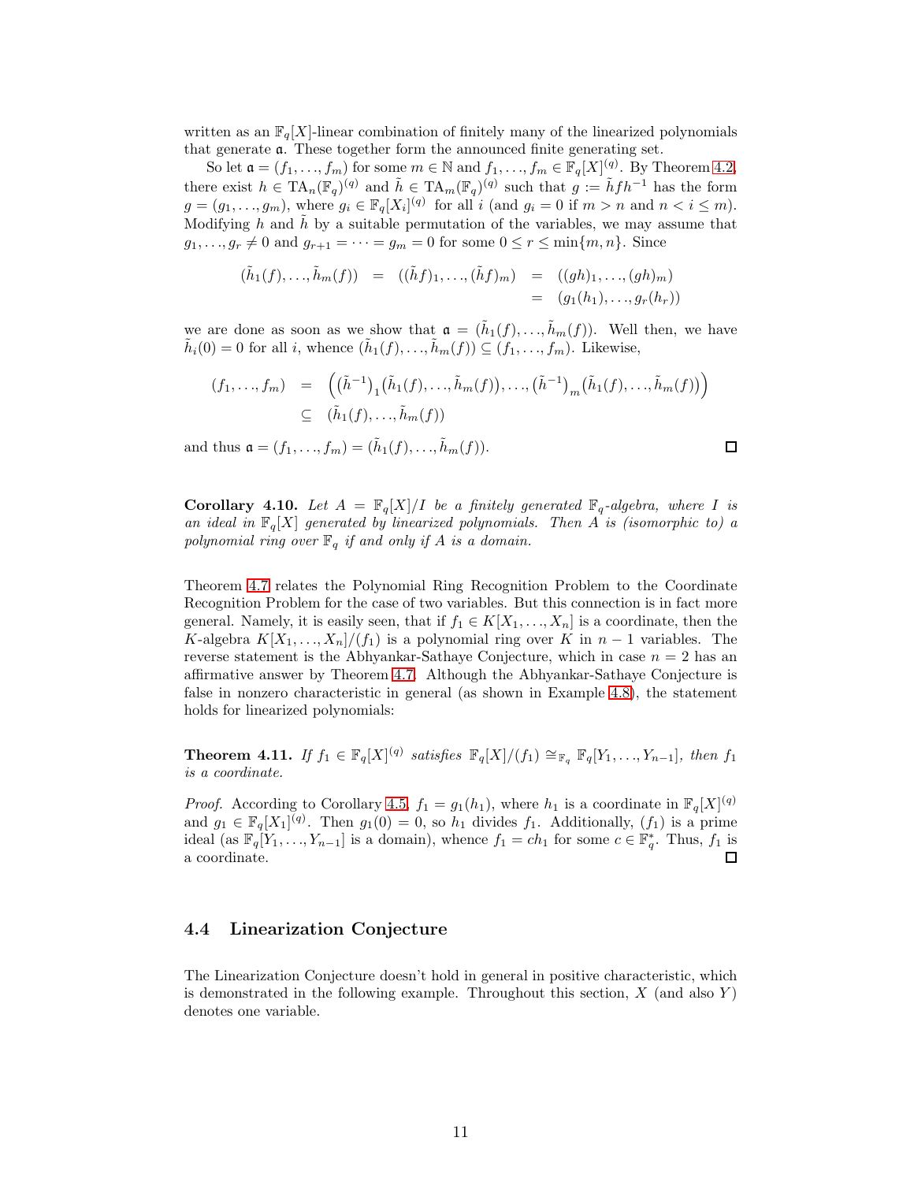written as an $\mathbb{F}_q[X]$-linear combination of finitely many of the linearized polynomials that generate $\mathfrak{a}$. These together form the announced finite generating set.

So let $\mathfrak{a} = (f_1, \ldots, f_m)$ for some $m \in \mathbb{N}$ and $f_1, \ldots, f_m \in \mathbb{F}_q[X]^{(q)}$. By Theorem 4.2, there exist $h \in \mathrm{TA}_n(\mathbb{F}_q)^{(q)}$ and $\tilde{h} \in \mathrm{TA}_m(\mathbb{F}_q)^{(q)}$ such that $g := \tilde{h} f h^{-1}$ has the form $g = (g_1, \ldots, g_m)$, where $g_i \in \mathbb{F}_q[X_i]^{(q)}$ for all $i$ (and $g_i = 0$ if $m > n$ and $n < i \leq m$). Modifying $h$ and $\tilde{h}$ by a suitable permutation of the variables, we may assume that $g_1, \ldots, g_r \neq 0$ and $g_{r+1} = \cdots = g_m = 0$ for some $0 \leq r \leq \min\{m, n\}$. Since

$$
\begin{aligned}
(\tilde{h}_1(f), \ldots, \tilde{h}_m(f)) &= ((\tilde{h}f)_1, \ldots, (\tilde{h}f)_m) = ((gh)_1, \ldots, (gh)_m) \\
&= (g_1(h_1), \ldots, g_r(h_r))
\end{aligned}
$$

we are done as soon as we show that $\mathfrak{a} = (\tilde{h}_1(f), \ldots, \tilde{h}_m(f))$. Well then, we have $\tilde{h}_i(0) = 0$ for all $i$, whence $(\tilde{h}_1(f), \ldots, \tilde{h}_m(f)) \subseteq (f_1, \ldots, f_m)$. Likewise,

$$
\begin{aligned}
(f_1, \ldots, f_m) &= \left( \left(\tilde{h}^{-1}\right)_1 \left(\tilde{h}_1(f), \ldots, \tilde{h}_m(f)\right), \ldots, \left(\tilde{h}^{-1}\right)_m \left(\tilde{h}_1(f), \ldots, \tilde{h}_m(f)\right) \right) \\
&\subseteq (\tilde{h}_1(f), \ldots, \tilde{h}_m(f))
\end{aligned}
$$

and thus $\mathfrak{a} = (f_1, \ldots, f_m) = (\tilde{h}_1(f), \ldots, \tilde{h}_m(f))$. ◻

**Corollary 4.10.** *Let $A = \mathbb{F}_q[X]/I$ be a finitely generated $\mathbb{F}_q$-algebra, where $I$ is an ideal in $\mathbb{F}_q[X]$ generated by linearized polynomials. Then $A$ is (isomorphic to) a polynomial ring over $\mathbb{F}_q$ if and only if $A$ is a domain.*

Theorem 4.7 relates the Polynomial Ring Recognition Problem to the Coordinate Recognition Problem for the case of two variables. But this connection is in fact more general. Namely, it is easily seen, that if $f_1 \in K[X_1, \ldots, X_n]$ is a coordinate, then the $K$-algebra $K[X_1, \ldots, X_n]/(f_1)$ is a polynomial ring over $K$ in $n-1$ variables. The reverse statement is the Abhyankar-Sathaye Conjecture, which in case $n = 2$ has an affirmative answer by Theorem 4.7. Although the Abhyankar-Sathaye Conjecture is false in nonzero characteristic in general (as shown in Example 4.8), the statement holds for linearized polynomials:

**Theorem 4.11.** *If $f_1 \in \mathbb{F}_q[X]^{(q)}$ satisfies $\mathbb{F}_q[X]/(f_1) \cong_{\mathbb{F}_q} \mathbb{F}_q[Y_1, \ldots, Y_{n-1}]$, then $f_1$ is a coordinate.*

*Proof.* According to Corollary 4.5, $f_1 = g_1(h_1)$, where $h_1$ is a coordinate in $\mathbb{F}_q[X]^{(q)}$ and $g_1 \in \mathbb{F}_q[X_1]^{(q)}$. Then $g_1(0) = 0$, so $h_1$ divides $f_1$. Additionally, $(f_1)$ is a prime ideal (as $\mathbb{F}_q[Y_1, \ldots, Y_{n-1}]$ is a domain), whence $f_1 = ch_1$ for some $c \in \mathbb{F}_q^*$. Thus, $f_1$ is a coordinate. ◻

## 4.4 Linearization Conjecture

The Linearization Conjecture doesn't hold in general in positive characteristic, which is demonstrated in the following example. Throughout this section, $X$ (and also $Y$) denotes one variable.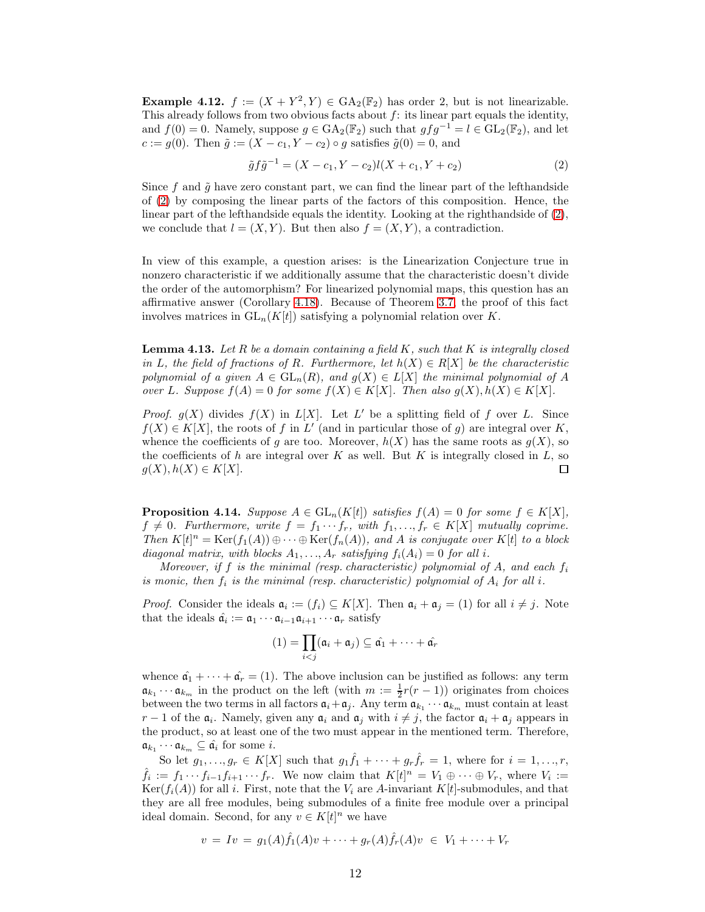**Example 4.12.** $f := (X + Y^2, Y) \in \mathrm{GA}_2(\mathbb{F}_2)$ has order 2, but is not linearizable. This already follows from two obvious facts about $f$: its linear part equals the identity, and $f(0) = 0$. Namely, suppose $g \in \mathrm{GA}_2(\mathbb{F}_2)$ such that $gfg^{-1} = l \in \mathrm{GL}_2(\mathbb{F}_2)$, and let $c := g(0)$. Then $\tilde{g} := (X - c_1, Y - c_2) \circ g$ satisfies $\tilde{g}(0) = 0$, and

$$\tilde{g}f\tilde{g}^{-1} = (X - c_1, Y - c_2)l(X + c_1, Y + c_2) \tag{2}$$

Since $f$ and $\tilde{g}$ have zero constant part, we can find the linear part of the lefthandside of (2) by composing the linear parts of the factors of this composition. Hence, the linear part of the lefthandside equals the identity. Looking at the righthandside of (2), we conclude that $l = (X, Y)$. But then also $f = (X, Y)$, a contradiction.

In view of this example, a question arises: is the Linearization Conjecture true in nonzero characteristic if we additionally assume that the characteristic doesn't divide the order of the automorphism? For linearized polynomial maps, this question has an affirmative answer (Corollary 4.18). Because of Theorem 3.7, the proof of this fact involves matrices in $\mathrm{GL}_n(K[t])$ satisfying a polynomial relation over $K$.

**Lemma 4.13.** *Let $R$ be a domain containing a field $K$, such that $K$ is integrally closed in $L$, the field of fractions of $R$. Furthermore, let $h(X) \in R[X]$ be the characteristic polynomial of a given $A \in \mathrm{GL}_n(R)$, and $g(X) \in L[X]$ the minimal polynomial of $A$ over $L$. Suppose $f(A) = 0$ for some $f(X) \in K[X]$. Then also $g(X), h(X) \in K[X]$.*

*Proof.* $g(X)$ divides $f(X)$ in $L[X]$. Let $L'$ be a splitting field of $f$ over $L$. Since $f(X) \in K[X]$, the roots of $f$ in $L'$ (and in particular those of $g$) are integral over $K$, whence the coefficients of $g$ are too. Moreover, $h(X)$ has the same roots as $g(X)$, so the coefficients of $h$ are integral over $K$ as well. But $K$ is integrally closed in $L$, so $g(X), h(X) \in K[X]$. ∎

**Proposition 4.14.** *Suppose $A \in \mathrm{GL}_n(K[t])$ satisfies $f(A) = 0$ for some $f \in K[X]$, $f \neq 0$. Furthermore, write $f = f_1 \cdots f_r$, with $f_1, \ldots, f_r \in K[X]$ mutually coprime. Then $K[t]^n = \mathrm{Ker}(f_1(A)) \oplus \cdots \oplus \mathrm{Ker}(f_n(A))$, and $A$ is conjugate over $K[t]$ to a block diagonal matrix, with blocks $A_1, \ldots, A_r$ satisfying $f_i(A_i) = 0$ for all $i$.*

*Moreover, if $f$ is the minimal (resp. characteristic) polynomial of $A$, and each $f_i$ is monic, then $f_i$ is the minimal (resp. characteristic) polynomial of $A_i$ for all $i$.*

*Proof.* Consider the ideals $\mathfrak{a}_i := (f_i) \subseteq K[X]$. Then $\mathfrak{a}_i + \mathfrak{a}_j = (1)$ for all $i \neq j$. Note that the ideals $\hat{\mathfrak{a}}_i := \mathfrak{a}_1 \cdots \mathfrak{a}_{i-1}\mathfrak{a}_{i+1} \cdots \mathfrak{a}_r$ satisfy

$$(1) = \prod_{i<j}(\mathfrak{a}_i + \mathfrak{a}_j) \subseteq \hat{\mathfrak{a}}_1 + \cdots + \hat{\mathfrak{a}}_r$$

whence $\hat{\mathfrak{a}}_1 + \cdots + \hat{\mathfrak{a}}_r = (1)$. The above inclusion can be justified as follows: any term $\mathfrak{a}_{k_1} \cdots \mathfrak{a}_{k_m}$ in the product on the left (with $m := \frac{1}{2}r(r-1)$) originates from choices between the two terms in all factors $\mathfrak{a}_i + \mathfrak{a}_j$. Any term $\mathfrak{a}_{k_1} \cdots \mathfrak{a}_{k_m}$ must contain at least $r - 1$ of the $\mathfrak{a}_i$. Namely, given any $\mathfrak{a}_i$ and $\mathfrak{a}_j$ with $i \neq j$, the factor $\mathfrak{a}_i + \mathfrak{a}_j$ appears in the product, so at least one of the two must appear in the mentioned term. Therefore, $\mathfrak{a}_{k_1} \cdots \mathfrak{a}_{k_m} \subseteq \hat{\mathfrak{a}}_i$ for some $i$.

So let $g_1, \ldots, g_r \in K[X]$ such that $g_1\hat{f}_1 + \cdots + g_r\hat{f}_r = 1$, where for $i = 1, \ldots, r$, $\hat{f}_i := f_1 \cdots f_{i-1}f_{i+1} \cdots f_r$. We now claim that $K[t]^n = V_1 \oplus \cdots \oplus V_r$, where $V_i := \mathrm{Ker}(f_i(A))$ for all $i$. First, note that the $V_i$ are $A$-invariant $K[t]$-submodules, and that they are all free modules, being submodules of a finite free module over a principal ideal domain. Second, for any $v \in K[t]^n$ we have

$$v \;=\; Iv \;=\; g_1(A)\hat{f}_1(A)v + \cdots + g_r(A)\hat{f}_r(A)v \;\in\; V_1 + \cdots + V_r$$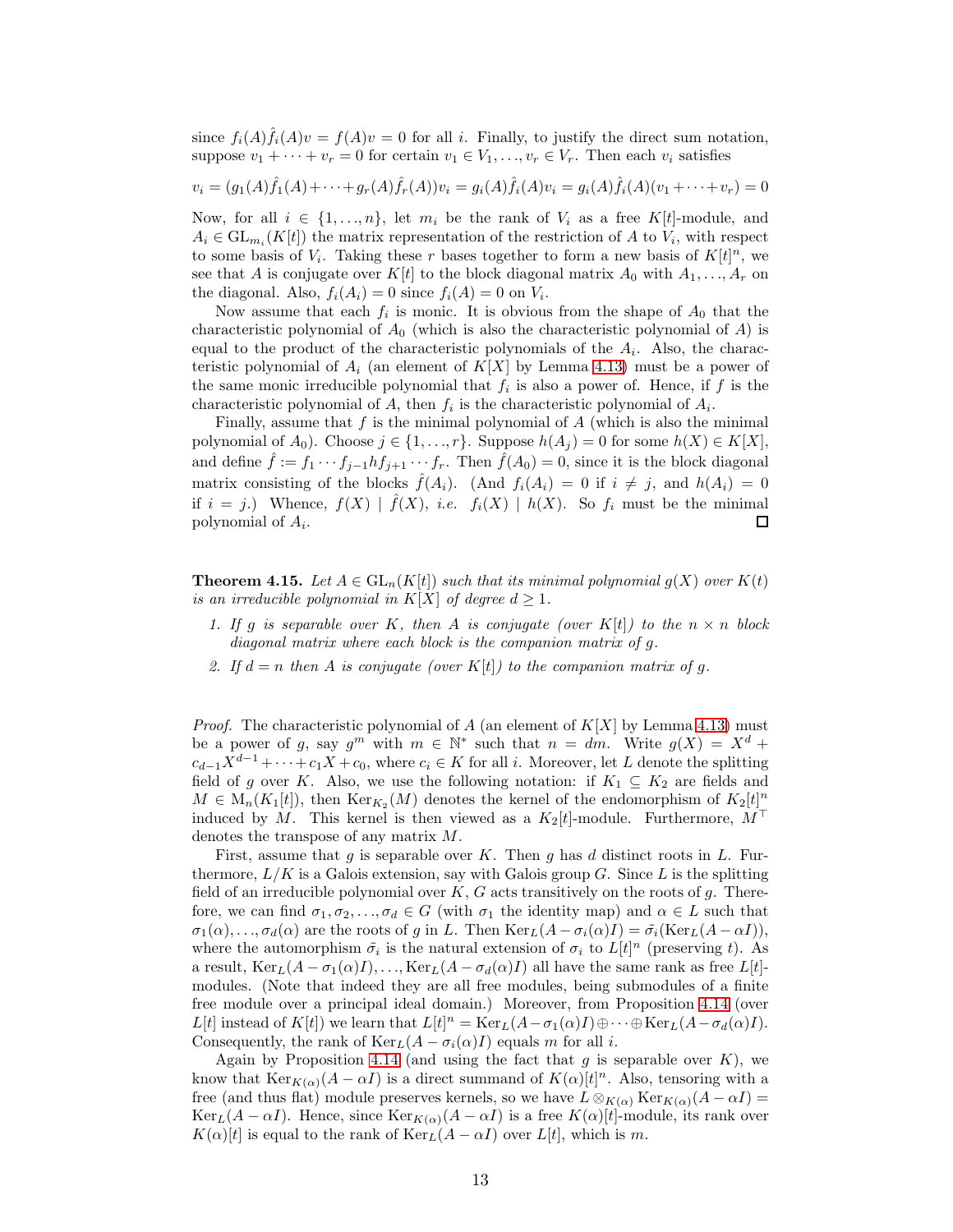since $f_i(A)\hat{f}_i(A)v = f(A)v = 0$ for all $i$. Finally, to justify the direct sum notation, suppose $v_1 + \cdots + v_r = 0$ for certain $v_1 \in V_1, \ldots, v_r \in V_r$. Then each $v_i$ satisfies

$$v_i = (g_1(A)\hat{f}_1(A) + \cdots + g_r(A)\hat{f}_r(A))v_i = g_i(A)\hat{f}_i(A)v_i = g_i(A)\hat{f}_i(A)(v_1 + \cdots + v_r) = 0$$

Now, for all $i \in \{1, \ldots, n\}$, let $m_i$ be the rank of $V_i$ as a free $K[t]$-module, and $A_i \in \mathrm{GL}_{m_i}(K[t])$ the matrix representation of the restriction of $A$ to $V_i$, with respect to some basis of $V_i$. Taking these $r$ bases together to form a new basis of $K[t]^n$, we see that $A$ is conjugate over $K[t]$ to the block diagonal matrix $A_0$ with $A_1, \ldots, A_r$ on the diagonal. Also, $f_i(A_i) = 0$ since $f_i(A) = 0$ on $V_i$.

Now assume that each $f_i$ is monic. It is obvious from the shape of $A_0$ that the characteristic polynomial of $A_0$ (which is also the characteristic polynomial of $A$) is equal to the product of the characteristic polynomials of the $A_i$. Also, the characteristic polynomial of $A_i$ (an element of $K[X]$ by Lemma 4.13) must be a power of the same monic irreducible polynomial that $f_i$ is also a power of. Hence, if $f$ is the characteristic polynomial of $A$, then $f_i$ is the characteristic polynomial of $A_i$.

Finally, assume that $f$ is the minimal polynomial of $A$ (which is also the minimal polynomial of $A_0$). Choose $j \in \{1, \ldots, r\}$. Suppose $h(A_j) = 0$ for some $h(X) \in K[X]$, and define $\hat{f} := f_1 \cdots f_{j-1} h f_{j+1} \cdots f_r$. Then $\hat{f}(A_0) = 0$, since it is the block diagonal matrix consisting of the blocks $\hat{f}(A_i)$. (And $f_i(A_i) = 0$ if $i \neq j$, and $h(A_i) = 0$ if $i = j$.) Whence, $f(X) \mid \hat{f}(X)$, *i.e.* $f_i(X) \mid h(X)$. So $f_i$ must be the minimal polynomial of $A_i$. □

**Theorem 4.15.** *Let $A \in \mathrm{GL}_n(K[t])$ such that its minimal polynomial $g(X)$ over $K(t)$ is an irreducible polynomial in $K[X]$ of degree $d \geq 1$.*

1. *If $g$ is separable over $K$, then $A$ is conjugate (over $K[t]$) to the $n \times n$ block diagonal matrix where each block is the companion matrix of $g$.*
2. *If $d = n$ then $A$ is conjugate (over $K[t]$) to the companion matrix of $g$.*

*Proof.* The characteristic polynomial of $A$ (an element of $K[X]$ by Lemma 4.13) must be a power of $g$, say $g^m$ with $m \in \mathbb{N}^*$ such that $n = dm$. Write $g(X) = X^d + c_{d-1}X^{d-1} + \cdots + c_1 X + c_0$, where $c_i \in K$ for all $i$. Moreover, let $L$ denote the splitting field of $g$ over $K$. Also, we use the following notation: if $K_1 \subseteq K_2$ are fields and $M \in \mathrm{M}_n(K_1[t])$, then $\mathrm{Ker}_{K_2}(M)$ denotes the kernel of the endomorphism of $K_2[t]^n$ induced by $M$. This kernel is then viewed as a $K_2[t]$-module. Furthermore, $M^\top$ denotes the transpose of any matrix $M$.

First, assume that $g$ is separable over $K$. Then $g$ has $d$ distinct roots in $L$. Furthermore, $L/K$ is a Galois extension, say with Galois group $G$. Since $L$ is the splitting field of an irreducible polynomial over $K$, $G$ acts transitively on the roots of $g$. Therefore, we can find $\sigma_1, \sigma_2, \ldots, \sigma_d \in G$ (with $\sigma_1$ the identity map) and $\alpha \in L$ such that $\sigma_1(\alpha), \ldots, \sigma_d(\alpha)$ are the roots of $g$ in $L$. Then $\mathrm{Ker}_L(A - \sigma_i(\alpha)I) = \tilde{\sigma_i}(\mathrm{Ker}_L(A - \alpha I))$, where the automorphism $\tilde{\sigma_i}$ is the natural extension of $\sigma_i$ to $L[t]^n$ (preserving $t$). As a result, $\mathrm{Ker}_L(A - \sigma_1(\alpha)I), \ldots, \mathrm{Ker}_L(A - \sigma_d(\alpha)I)$ all have the same rank as free $L[t]$-modules. (Note that indeed they are all free modules, being submodules of a finite free module over a principal ideal domain.) Moreover, from Proposition 4.14 (over $L[t]$ instead of $K[t]$) we learn that $L[t]^n = \mathrm{Ker}_L(A - \sigma_1(\alpha)I) \oplus \cdots \oplus \mathrm{Ker}_L(A - \sigma_d(\alpha)I)$. Consequently, the rank of $\mathrm{Ker}_L(A - \sigma_i(\alpha)I)$ equals $m$ for all $i$.

Again by Proposition 4.14 (and using the fact that $g$ is separable over $K$), we know that $\mathrm{Ker}_{K(\alpha)}(A - \alpha I)$ is a direct summand of $K(\alpha)[t]^n$. Also, tensoring with a free (and thus flat) module preserves kernels, so we have $L \otimes_{K(\alpha)} \mathrm{Ker}_{K(\alpha)}(A - \alpha I) = \mathrm{Ker}_L(A - \alpha I)$. Hence, since $\mathrm{Ker}_{K(\alpha)}(A - \alpha I)$ is a free $K(\alpha)[t]$-module, its rank over $K(\alpha)[t]$ is equal to the rank of $\mathrm{Ker}_L(A - \alpha I)$ over $L[t]$, which is $m$.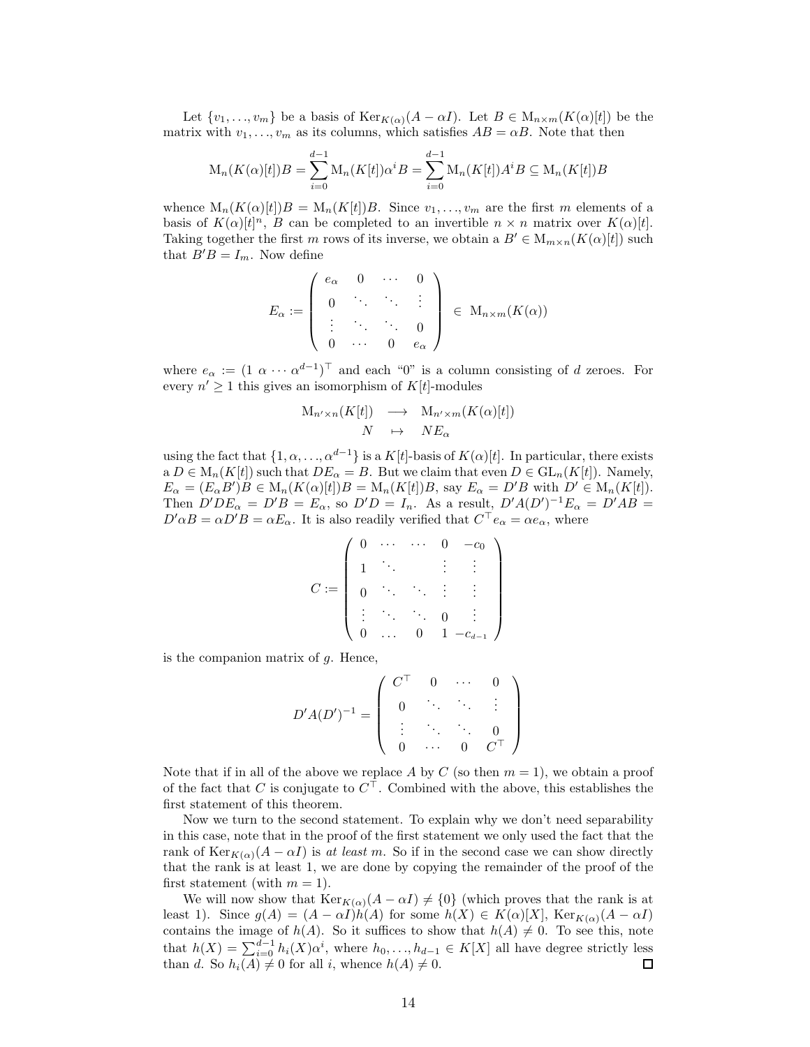Let $\{v_1, \ldots, v_m\}$ be a basis of $\mathrm{Ker}_{K(\alpha)}(A - \alpha I)$. Let $B \in \mathrm{M}_{n\times m}(K(\alpha)[t])$ be the matrix with $v_1, \ldots, v_m$ as its columns, which satisfies $AB = \alpha B$. Note that then

$$\mathrm{M}_n(K(\alpha)[t])B = \sum_{i=0}^{d-1} \mathrm{M}_n(K[t])\alpha^i B = \sum_{i=0}^{d-1} \mathrm{M}_n(K[t])A^i B \subseteq \mathrm{M}_n(K[t])B$$

whence $\mathrm{M}_n(K(\alpha)[t])B = \mathrm{M}_n(K[t])B$. Since $v_1, \ldots, v_m$ are the first $m$ elements of a basis of $K(\alpha)[t]^n$, $B$ can be completed to an invertible $n \times n$ matrix over $K(\alpha)[t]$. Taking together the first $m$ rows of its inverse, we obtain a $B' \in \mathrm{M}_{m\times n}(K(\alpha)[t])$ such that $B'B = I_m$. Now define

$$E_\alpha := \begin{pmatrix} e_\alpha & 0 & \cdots & 0 \\ 0 & \ddots & \ddots & \vdots \\ \vdots & \ddots & \ddots & 0 \\ 0 & \cdots & 0 & e_\alpha \end{pmatrix} \in \mathrm{M}_{n\times m}(K(\alpha))$$

where $e_\alpha := (1\ \alpha \cdots \alpha^{d-1})^\top$ and each "0" is a column consisting of $d$ zeroes. For every $n' \geq 1$ this gives an isomorphism of $K[t]$-modules

$$\begin{array}{ccc} \mathrm{M}_{n'\times n}(K[t]) & \longrightarrow & \mathrm{M}_{n'\times m}(K(\alpha)[t]) \\ N & \mapsto & NE_\alpha \end{array}$$

using the fact that $\{1, \alpha, \ldots, \alpha^{d-1}\}$ is a $K[t]$-basis of $K(\alpha)[t]$. In particular, there exists a $D \in \mathrm{M}_n(K[t])$ such that $DE_\alpha = B$. But we claim that even $D \in \mathrm{GL}_n(K[t])$. Namely, $E_\alpha = (E_\alpha B')B \in \mathrm{M}_n(K(\alpha)[t])B = \mathrm{M}_n(K[t])B$, say $E_\alpha = D'B$ with $D' \in \mathrm{M}_n(K[t])$. Then $D'DE_\alpha = D'B = E_\alpha$, so $D'D = I_n$. As a result, $D'A(D')^{-1}E_\alpha = D'AB = D'\alpha B = \alpha D'B = \alpha E_\alpha$. It is also readily verified that $C^\top e_\alpha = \alpha e_\alpha$, where

$$C := \begin{pmatrix} 0 & \cdots & \cdots & 0 & -c_0 \\ 1 & \ddots & & \vdots & \vdots \\ 0 & \ddots & \ddots & \vdots & \vdots \\ \vdots & \ddots & \ddots & 0 & \vdots \\ 0 & \ldots & 0 & 1 & -c_{d-1} \end{pmatrix}$$

is the companion matrix of $g$. Hence,

$$D'A(D')^{-1} = \begin{pmatrix} C^\top & 0 & \cdots & 0 \\ 0 & \ddots & \ddots & \vdots \\ \vdots & \ddots & \ddots & 0 \\ 0 & \cdots & 0 & C^\top \end{pmatrix}$$

Note that if in all of the above we replace $A$ by $C$ (so then $m = 1$), we obtain a proof of the fact that $C$ is conjugate to $C^\top$. Combined with the above, this establishes the first statement of this theorem.

Now we turn to the second statement. To explain why we don't need separability in this case, note that in the proof of the first statement we only used the fact that the rank of $\mathrm{Ker}_{K(\alpha)}(A - \alpha I)$ is *at least* $m$. So if in the second case we can show directly that the rank is at least 1, we are done by copying the remainder of the proof of the first statement (with $m = 1$).

We will now show that $\mathrm{Ker}_{K(\alpha)}(A - \alpha I) \neq \{0\}$ (which proves that the rank is at least 1). Since $g(A) = (A - \alpha I)h(A)$ for some $h(X) \in K(\alpha)[X]$, $\mathrm{Ker}_{K(\alpha)}(A - \alpha I)$ contains the image of $h(A)$. So it suffices to show that $h(A) \neq 0$. To see this, note that $h(X) = \sum_{i=0}^{d-1} h_i(X)\alpha^i$, where $h_0, \ldots, h_{d-1} \in K[X]$ all have degree strictly less than $d$. So $h_i(A) \neq 0$ for all $i$, whence $h(A) \neq 0$. ☐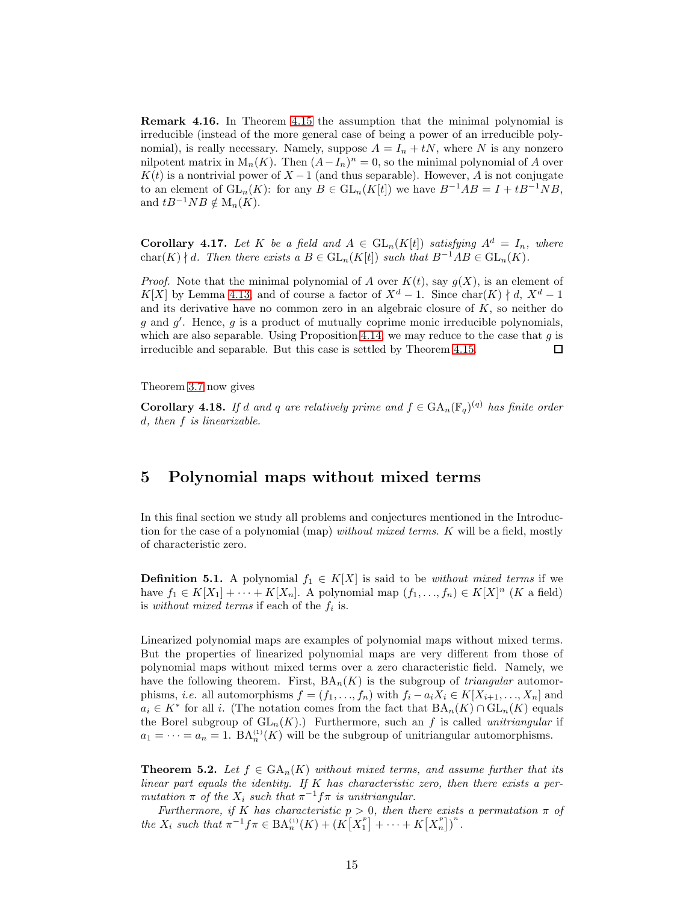**Remark 4.16.** In Theorem 4.15 the assumption that the minimal polynomial is irreducible (instead of the more general case of being a power of an irreducible polynomial), is really necessary. Namely, suppose $A = I_n + tN$, where $N$ is any nonzero nilpotent matrix in $\mathrm{M}_n(K)$. Then $(A - I_n)^n = 0$, so the minimal polynomial of $A$ over $K(t)$ is a nontrivial power of $X - 1$ (and thus separable). However, $A$ is not conjugate to an element of $\mathrm{GL}_n(K)$: for any $B \in \mathrm{GL}_n(K[t])$ we have $B^{-1}AB = I + tB^{-1}NB$, and $tB^{-1}NB \notin \mathrm{M}_n(K)$.

**Corollary 4.17.** *Let $K$ be a field and $A \in \mathrm{GL}_n(K[t])$ satisfying $A^d = I_n$, where $\mathrm{char}(K) \nmid d$. Then there exists a $B \in \mathrm{GL}_n(K[t])$ such that $B^{-1}AB \in \mathrm{GL}_n(K)$.*

*Proof.* Note that the minimal polynomial of $A$ over $K(t)$, say $g(X)$, is an element of $K[X]$ by Lemma 4.13, and of course a factor of $X^d - 1$. Since $\mathrm{char}(K) \nmid d$, $X^d - 1$ and its derivative have no common zero in an algebraic closure of $K$, so neither do $g$ and $g'$. Hence, $g$ is a product of mutually coprime monic irreducible polynomials, which are also separable. Using Proposition 4.14, we may reduce to the case that $g$ is irreducible and separable. But this case is settled by Theorem 4.15. $\square$

Theorem 3.7 now gives

**Corollary 4.18.** *If $d$ and $q$ are relatively prime and $f \in \mathrm{GA}_n(\mathbb{F}_q)^{(q)}$ has finite order $d$, then $f$ is linearizable.*

## 5 Polynomial maps without mixed terms

In this final section we study all problems and conjectures mentioned in the Introduction for the case of a polynomial (map) *without mixed terms*. $K$ will be a field, mostly of characteristic zero.

**Definition 5.1.** A polynomial $f_1 \in K[X]$ is said to be *without mixed terms* if we have $f_1 \in K[X_1] + \cdots + K[X_n]$. A polynomial map $(f_1, \ldots, f_n) \in K[X]^n$ ($K$ a field) is *without mixed terms* if each of the $f_i$ is.

Linearized polynomial maps are examples of polynomial maps without mixed terms. But the properties of linearized polynomial maps are very different from those of polynomial maps without mixed terms over a zero characteristic field. Namely, we have the following theorem. First, $\mathrm{BA}_n(K)$ is the subgroup of *triangular* automorphisms, *i.e.* all automorphisms $f = (f_1, \ldots, f_n)$ with $f_i - a_iX_i \in K[X_{i+1}, \ldots, X_n]$ and $a_i \in K^*$ for all $i$. (The notation comes from the fact that $\mathrm{BA}_n(K) \cap \mathrm{GL}_n(K)$ equals the Borel subgroup of $\mathrm{GL}_n(K)$.) Furthermore, such an $f$ is called *unitriangular* if $a_1 = \cdots = a_n = 1$. $\mathrm{BA}_n^{(1)}(K)$ will be the subgroup of unitriangular automorphisms.

**Theorem 5.2.** *Let $f \in \mathrm{GA}_n(K)$ without mixed terms, and assume further that its linear part equals the identity. If $K$ has characteristic zero, then there exists a permutation $\pi$ of the $X_i$ such that $\pi^{-1}f\pi$ is unitriangular.*

*Furthermore, if $K$ has characteristic $p > 0$, then there exists a permutation $\pi$ of the $X_i$ such that $\pi^{-1}f\pi \in \mathrm{BA}_n^{(1)}(K) + (K[X_1^p] + \cdots + K[X_n^p])^n$.*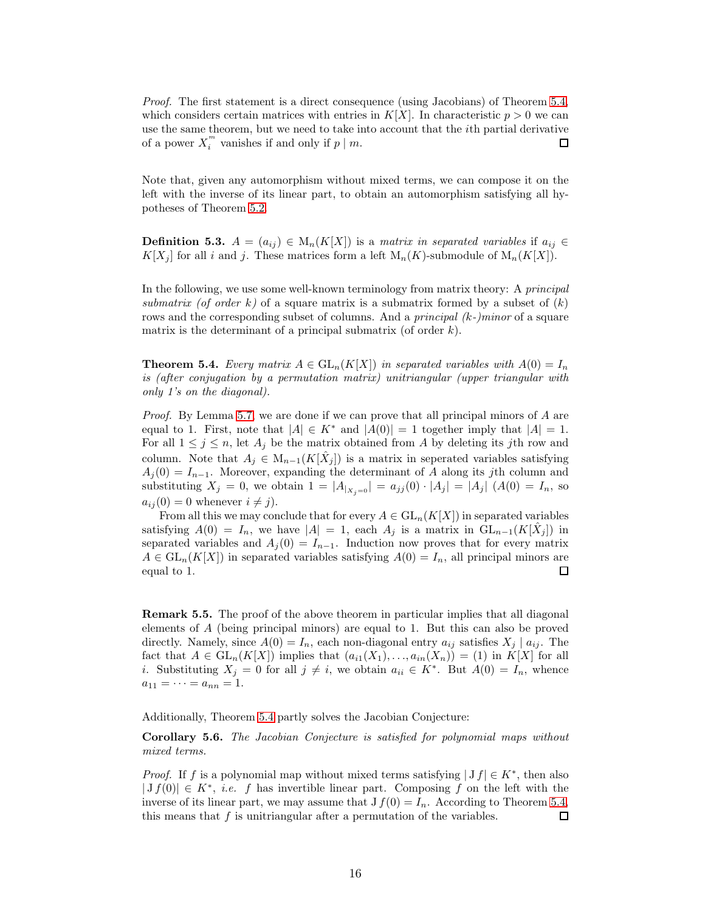*Proof.* The first statement is a direct consequence (using Jacobians) of Theorem 5.4, which considers certain matrices with entries in $K[X]$. In characteristic $p > 0$ we can use the same theorem, but we need to take into account that the $i$th partial derivative of a power $X_i^m$ vanishes if and only if $p \mid m$. $\square$

Note that, given any automorphism without mixed terms, we can compose it on the left with the inverse of its linear part, to obtain an automorphism satisfying all hypotheses of Theorem 5.2.

**Definition 5.3.** $A = (a_{ij}) \in \mathrm{M}_n(K[X])$ is a *matrix in separated variables* if $a_{ij} \in K[X_j]$ for all $i$ and $j$. These matrices form a left $\mathrm{M}_n(K)$-submodule of $\mathrm{M}_n(K[X])$.

In the following, we use some well-known terminology from matrix theory: A *principal submatrix (of order k)* of a square matrix is a submatrix formed by a subset of $(k)$ rows and the corresponding subset of columns. And a *principal (k-)minor* of a square matrix is the determinant of a principal submatrix (of order $k$).

**Theorem 5.4.** *Every matrix $A \in \mathrm{GL}_n(K[X])$ in separated variables with $A(0) = I_n$ is (after conjugation by a permutation matrix) unitriangular (upper triangular with only 1's on the diagonal).*

*Proof.* By Lemma 5.7, we are done if we can prove that all principal minors of $A$ are equal to 1. First, note that $|A| \in K^*$ and $|A(0)| = 1$ together imply that $|A| = 1$. For all $1 \leq j \leq n$, let $A_j$ be the matrix obtained from $A$ by deleting its $j$th row and column. Note that $A_j \in \mathrm{M}_{n-1}(K[\hat{X}_j])$ is a matrix in seperated variables satisfying $A_j(0) = I_{n-1}$. Moreover, expanding the determinant of $A$ along its $j$th column and substituting $X_j = 0$, we obtain $1 = |A_{|_{X_j=0}}| = a_{jj}(0) \cdot |A_j| = |A_j|$ ($A(0) = I_n$, so $a_{ij}(0) = 0$ whenever $i \neq j$).

From all this we may conclude that for every $A \in \mathrm{GL}_n(K[X])$ in separated variables satisfying $A(0) = I_n$, we have $|A| = 1$, each $A_j$ is a matrix in $\mathrm{GL}_{n-1}(K[\hat{X}_j])$ in separated variables and $A_j(0) = I_{n-1}$. Induction now proves that for every matrix $A \in \mathrm{GL}_n(K[X])$ in separated variables satisfying $A(0) = I_n$, all principal minors are equal to 1. $\square$

**Remark 5.5.** The proof of the above theorem in particular implies that all diagonal elements of $A$ (being principal minors) are equal to 1. But this can also be proved directly. Namely, since $A(0) = I_n$, each non-diagonal entry $a_{ij}$ satisfies $X_j \mid a_{ij}$. The fact that $A \in \mathrm{GL}_n(K[X])$ implies that $(a_{i1}(X_1), \ldots, a_{in}(X_n)) = (1)$ in $K[X]$ for all $i$. Substituting $X_j = 0$ for all $j \neq i$, we obtain $a_{ii} \in K^*$. But $A(0) = I_n$, whence $a_{11} = \cdots = a_{nn} = 1$.

Additionally, Theorem 5.4 partly solves the Jacobian Conjecture:

**Corollary 5.6.** *The Jacobian Conjecture is satisfied for polynomial maps without mixed terms.*

*Proof.* If $f$ is a polynomial map without mixed terms satisfying $|\mathrm{J}\,f| \in K^*$, then also $|\mathrm{J}\,f(0)| \in K^*$, *i.e.* $f$ has invertible linear part. Composing $f$ on the left with the inverse of its linear part, we may assume that $\mathrm{J}\,f(0) = I_n$. According to Theorem 5.4, this means that $f$ is unitriangular after a permutation of the variables. $\square$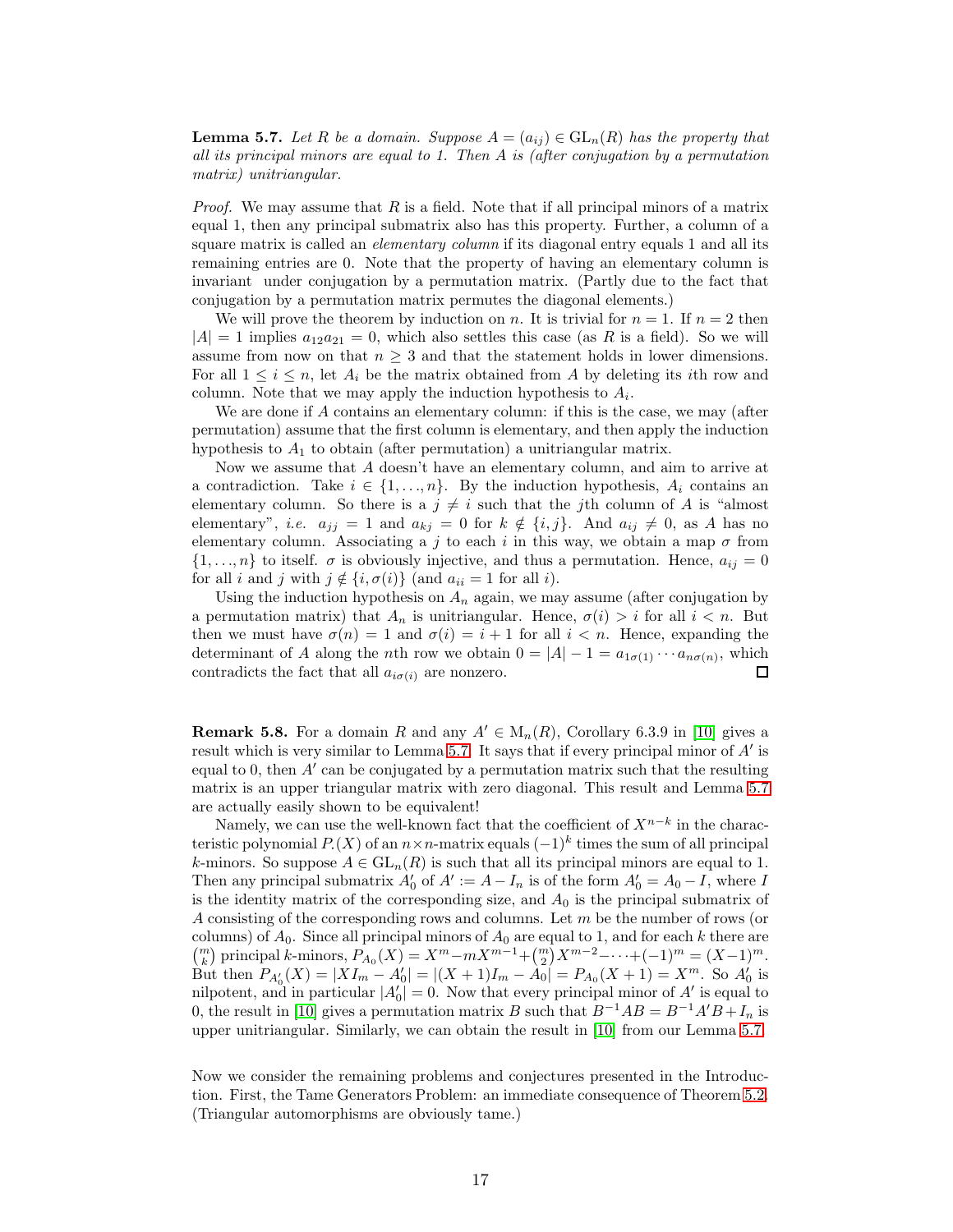**Lemma 5.7.** *Let $R$ be a domain. Suppose $A = (a_{ij}) \in \mathrm{GL}_n(R)$ has the property that all its principal minors are equal to 1. Then $A$ is (after conjugation by a permutation matrix) unitriangular.*

*Proof.* We may assume that $R$ is a field. Note that if all principal minors of a matrix equal 1, then any principal submatrix also has this property. Further, a column of a square matrix is called an *elementary column* if its diagonal entry equals 1 and all its remaining entries are 0. Note that the property of having an elementary column is invariant under conjugation by a permutation matrix. (Partly due to the fact that conjugation by a permutation matrix permutes the diagonal elements.)

We will prove the theorem by induction on $n$. It is trivial for $n = 1$. If $n = 2$ then $|A| = 1$ implies $a_{12}a_{21} = 0$, which also settles this case (as $R$ is a field). So we will assume from now on that $n \geq 3$ and that the statement holds in lower dimensions. For all $1 \leq i \leq n$, let $A_i$ be the matrix obtained from $A$ by deleting its $i$th row and column. Note that we may apply the induction hypothesis to $A_i$.

We are done if $A$ contains an elementary column: if this is the case, we may (after permutation) assume that the first column is elementary, and then apply the induction hypothesis to $A_1$ to obtain (after permutation) a unitriangular matrix.

Now we assume that $A$ doesn't have an elementary column, and aim to arrive at a contradiction. Take $i \in \{1, \ldots, n\}$. By the induction hypothesis, $A_i$ contains an elementary column. So there is a $j \neq i$ such that the $j$th column of $A$ is "almost elementary", *i.e.* $a_{jj} = 1$ and $a_{kj} = 0$ for $k \notin \{i, j\}$. And $a_{ij} \neq 0$, as $A$ has no elementary column. Associating a $j$ to each $i$ in this way, we obtain a map $\sigma$ from $\{1, \ldots, n\}$ to itself. $\sigma$ is obviously injective, and thus a permutation. Hence, $a_{ij} = 0$ for all $i$ and $j$ with $j \notin \{i, \sigma(i)\}$ (and $a_{ii} = 1$ for all $i$).

Using the induction hypothesis on $A_n$ again, we may assume (after conjugation by a permutation matrix) that $A_n$ is unitriangular. Hence, $\sigma(i) > i$ for all $i < n$. But then we must have $\sigma(n) = 1$ and $\sigma(i) = i + 1$ for all $i < n$. Hence, expanding the determinant of $A$ along the $n$th row we obtain $0 = |A| - 1 = a_{1\sigma(1)} \cdots a_{n\sigma(n)}$, which contradicts the fact that all $a_{i\sigma(i)}$ are nonzero. ∎

**Remark 5.8.** For a domain $R$ and any $A' \in \mathrm{M}_n(R)$, Corollary 6.3.9 in [10] gives a result which is very similar to Lemma 5.7. It says that if every principal minor of $A'$ is equal to 0, then $A'$ can be conjugated by a permutation matrix such that the resulting matrix is an upper triangular matrix with zero diagonal. This result and Lemma 5.7 are actually easily shown to be equivalent!

Namely, we can use the well-known fact that the coefficient of $X^{n-k}$ in the characteristic polynomial $P_{\cdot}(X)$ of an $n \times n$-matrix equals $(-1)^k$ times the sum of all principal $k$-minors. So suppose $A \in \mathrm{GL}_n(R)$ is such that all its principal minors are equal to 1. Then any principal submatrix $A'_0$ of $A' := A - I_n$ is of the form $A'_0 = A_0 - I$, where $I$ is the identity matrix of the corresponding size, and $A_0$ is the principal submatrix of $A$ consisting of the corresponding rows and columns. Let $m$ be the number of rows (or columns) of $A_0$. Since all principal minors of $A_0$ are equal to 1, and for each $k$ there are $\binom{m}{k}$ principal $k$-minors, $P_{A_0}(X) = X^m - mX^{m-1} + \binom{m}{2}X^{m-2} - \cdots + (-1)^m = (X-1)^m$. But then $P_{A'_0}(X) = |XI_m - A'_0| = |(X+1)I_m - A_0| = P_{A_0}(X+1) = X^m$. So $A'_0$ is nilpotent, and in particular $|A'_0| = 0$. Now that every principal minor of $A'$ is equal to 0, the result in [10] gives a permutation matrix $B$ such that $B^{-1}AB = B^{-1}A'B + I_n$ is upper unitriangular. Similarly, we can obtain the result in [10] from our Lemma 5.7.

Now we consider the remaining problems and conjectures presented in the Introduction. First, the Tame Generators Problem: an immediate consequence of Theorem 5.2. (Triangular automorphisms are obviously tame.)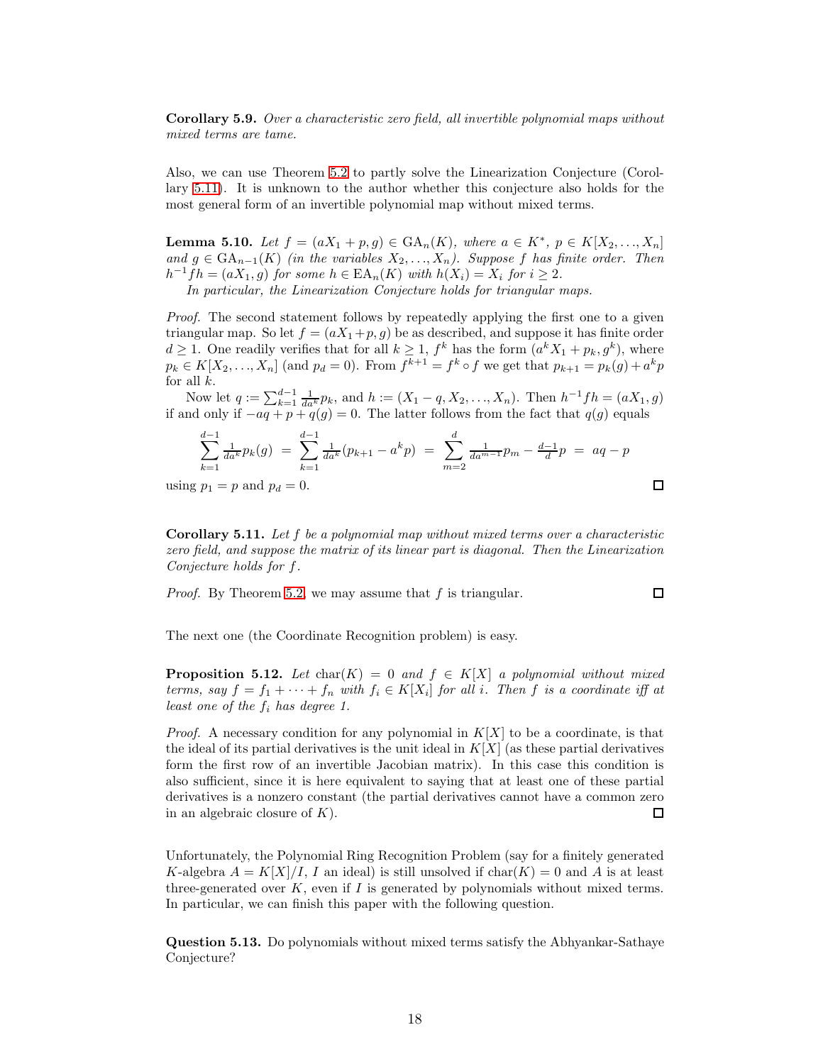**Corollary 5.9.** *Over a characteristic zero field, all invertible polynomial maps without mixed terms are tame.*

Also, we can use Theorem 5.2 to partly solve the Linearization Conjecture (Corollary 5.11). It is unknown to the author whether this conjecture also holds for the most general form of an invertible polynomial map without mixed terms.

**Lemma 5.10.** *Let $f = (aX_1 + p, g) \in \mathrm{GA}_n(K)$, where $a \in K^*$, $p \in K[X_2, \ldots, X_n]$ and $g \in \mathrm{GA}_{n-1}(K)$ (in the variables $X_2, \ldots, X_n$). Suppose $f$ has finite order. Then $h^{-1}fh = (aX_1, g)$ for some $h \in \mathrm{EA}_n(K)$ with $h(X_i) = X_i$ for $i \geq 2$.*

*In particular, the Linearization Conjecture holds for triangular maps.*

*Proof.* The second statement follows by repeatedly applying the first one to a given triangular map. So let $f = (aX_1 + p, g)$ be as described, and suppose it has finite order $d \geq 1$. One readily verifies that for all $k \geq 1$, $f^k$ has the form $(a^k X_1 + p_k, g^k)$, where $p_k \in K[X_2, \ldots, X_n]$ (and $p_d = 0$). From $f^{k+1} = f^k \circ f$ we get that $p_{k+1} = p_k(g) + a^k p$ for all $k$.

Now let $q := \sum_{k=1}^{d-1} \frac{1}{da^k} p_k$, and $h := (X_1 - q, X_2, \ldots, X_n)$. Then $h^{-1}fh = (aX_1, g)$ if and only if $-aq + p + q(g) = 0$. The latter follows from the fact that $q(g)$ equals

$$\sum_{k=1}^{d-1} \tfrac{1}{da^k} p_k(g) \;=\; \sum_{k=1}^{d-1} \tfrac{1}{da^k}(p_{k+1} - a^k p) \;=\; \sum_{m=2}^{d} \tfrac{1}{da^{m-1}} p_m - \tfrac{d-1}{d} p \;=\; aq - p$$

using $p_1 = p$ and $p_d = 0$. ∎

**Corollary 5.11.** *Let $f$ be a polynomial map without mixed terms over a characteristic zero field, and suppose the matrix of its linear part is diagonal. Then the Linearization Conjecture holds for $f$.*

*Proof.* By Theorem 5.2, we may assume that $f$ is triangular. ∎

The next one (the Coordinate Recognition problem) is easy.

**Proposition 5.12.** *Let $\mathrm{char}(K) = 0$ and $f \in K[X]$ a polynomial without mixed terms, say $f = f_1 + \cdots + f_n$ with $f_i \in K[X_i]$ for all $i$. Then $f$ is a coordinate iff at least one of the $f_i$ has degree 1.*

*Proof.* A necessary condition for any polynomial in $K[X]$ to be a coordinate, is that the ideal of its partial derivatives is the unit ideal in $K[X]$ (as these partial derivatives form the first row of an invertible Jacobian matrix). In this case this condition is also sufficient, since it is here equivalent to saying that at least one of these partial derivatives is a nonzero constant (the partial derivatives cannot have a common zero in an algebraic closure of $K$). ∎

Unfortunately, the Polynomial Ring Recognition Problem (say for a finitely generated $K$-algebra $A = K[X]/I$, $I$ an ideal) is still unsolved if $\mathrm{char}(K) = 0$ and $A$ is at least three-generated over $K$, even if $I$ is generated by polynomials without mixed terms. In particular, we can finish this paper with the following question.

**Question 5.13.** Do polynomials without mixed terms satisfy the Abhyankar-Sathaye Conjecture?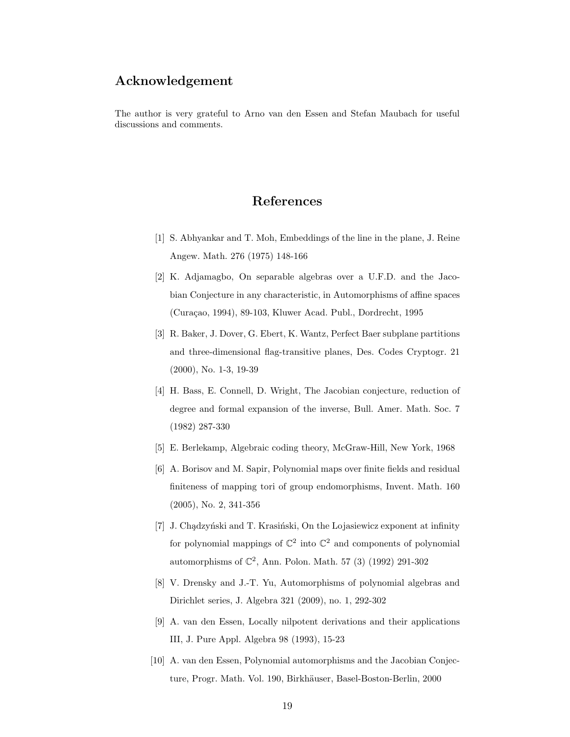## Acknowledgement

The author is very grateful to Arno van den Essen and Stefan Maubach for useful discussions and comments.

## References

[1] S. Abhyankar and T. Moh, Embeddings of the line in the plane, J. Reine Angew. Math. 276 (1975) 148-166

[2] K. Adjamagbo, On separable algebras over a U.F.D. and the Jacobian Conjecture in any characteristic, in Automorphisms of affine spaces (Curaçao, 1994), 89-103, Kluwer Acad. Publ., Dordrecht, 1995

[3] R. Baker, J. Dover, G. Ebert, K. Wantz, Perfect Baer subplane partitions and three-dimensional flag-transitive planes, Des. Codes Cryptogr. 21 (2000), No. 1-3, 19-39

[4] H. Bass, E. Connell, D. Wright, The Jacobian conjecture, reduction of degree and formal expansion of the inverse, Bull. Amer. Math. Soc. 7 (1982) 287-330

[5] E. Berlekamp, Algebraic coding theory, McGraw-Hill, New York, 1968

[6] A. Borisov and M. Sapir, Polynomial maps over finite fields and residual finiteness of mapping tori of group endomorphisms, Invent. Math. 160 (2005), No. 2, 341-356

[7] J. Chądzyński and T. Krasiński, On the Lojasiewicz exponent at infinity for polynomial mappings of $\mathbb{C}^2$ into $\mathbb{C}^2$ and components of polynomial automorphisms of $\mathbb{C}^2$, Ann. Polon. Math. 57 (3) (1992) 291-302

[8] V. Drensky and J.-T. Yu, Automorphisms of polynomial algebras and Dirichlet series, J. Algebra 321 (2009), no. 1, 292-302

[9] A. van den Essen, Locally nilpotent derivations and their applications III, J. Pure Appl. Algebra 98 (1993), 15-23

[10] A. van den Essen, Polynomial automorphisms and the Jacobian Conjecture, Progr. Math. Vol. 190, Birkhäuser, Basel-Boston-Berlin, 2000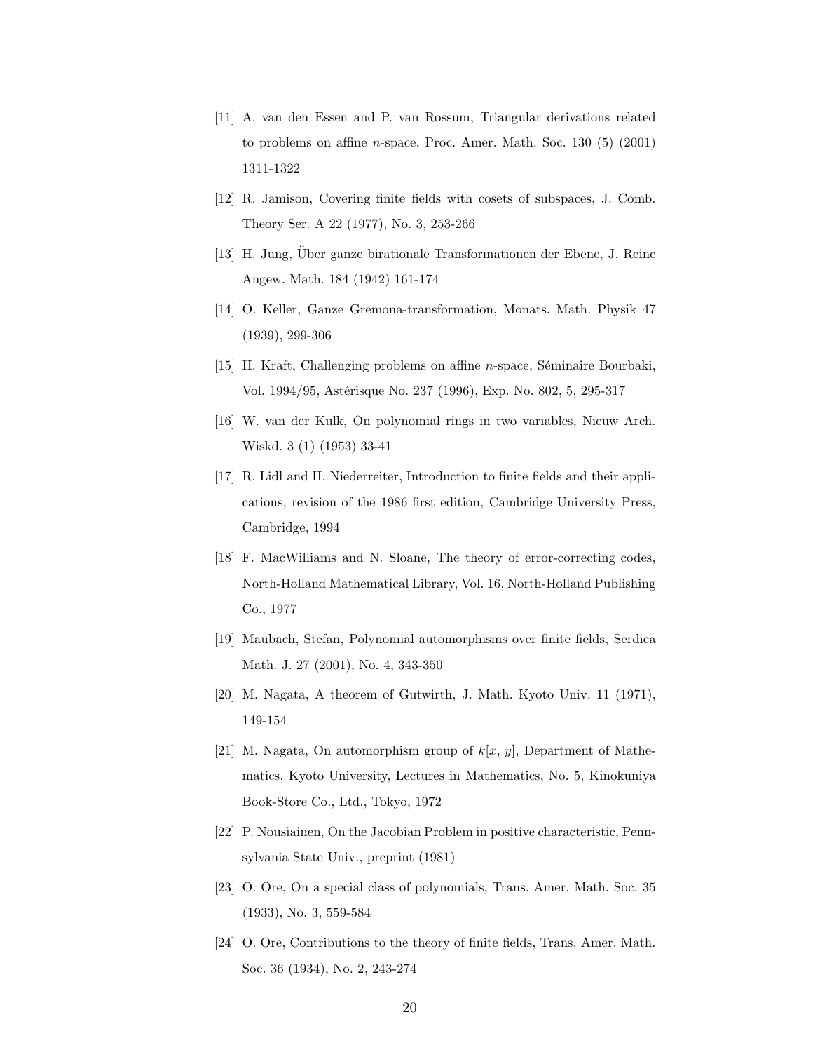[11] A. van den Essen and P. van Rossum, Triangular derivations related to problems on affine $n$-space, Proc. Amer. Math. Soc. 130 (5) (2001) 1311-1322

[12] R. Jamison, Covering finite fields with cosets of subspaces, J. Comb. Theory Ser. A 22 (1977), No. 3, 253-266

[13] H. Jung, Über ganze birationale Transformationen der Ebene, J. Reine Angew. Math. 184 (1942) 161-174

[14] O. Keller, Ganze Gremona-transformation, Monats. Math. Physik 47 (1939), 299-306

[15] H. Kraft, Challenging problems on affine $n$-space, Séminaire Bourbaki, Vol. 1994/95, Astérisque No. 237 (1996), Exp. No. 802, 5, 295-317

[16] W. van der Kulk, On polynomial rings in two variables, Nieuw Arch. Wiskd. 3 (1) (1953) 33-41

[17] R. Lidl and H. Niederreiter, Introduction to finite fields and their applications, revision of the 1986 first edition, Cambridge University Press, Cambridge, 1994

[18] F. MacWilliams and N. Sloane, The theory of error-correcting codes, North-Holland Mathematical Library, Vol. 16, North-Holland Publishing Co., 1977

[19] Maubach, Stefan, Polynomial automorphisms over finite fields, Serdica Math. J. 27 (2001), No. 4, 343-350

[20] M. Nagata, A theorem of Gutwirth, J. Math. Kyoto Univ. 11 (1971), 149-154

[21] M. Nagata, On automorphism group of $k[x, y]$, Department of Mathematics, Kyoto University, Lectures in Mathematics, No. 5, Kinokuniya Book-Store Co., Ltd., Tokyo, 1972

[22] P. Nousiainen, On the Jacobian Problem in positive characteristic, Pennsylvania State Univ., preprint (1981)

[23] O. Ore, On a special class of polynomials, Trans. Amer. Math. Soc. 35 (1933), No. 3, 559-584

[24] O. Ore, Contributions to the theory of finite fields, Trans. Amer. Math. Soc. 36 (1934), No. 2, 243-274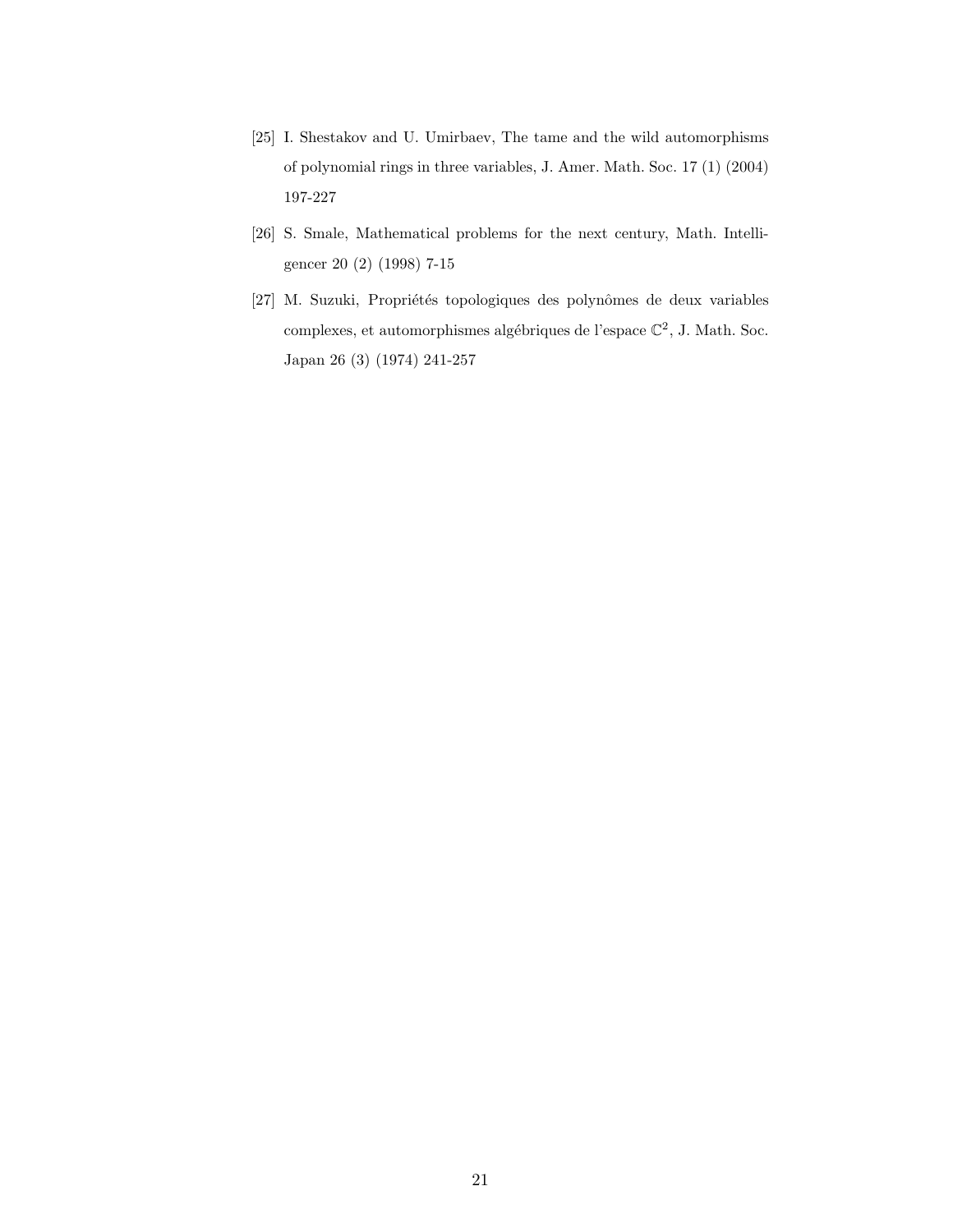[25] I. Shestakov and U. Umirbaev, The tame and the wild automorphisms of polynomial rings in three variables, J. Amer. Math. Soc. 17 (1) (2004) 197-227

[26] S. Smale, Mathematical problems for the next century, Math. Intelligencer 20 (2) (1998) 7-15

[27] M. Suzuki, Propriétés topologiques des polynômes de deux variables complexes, et automorphismes algébriques de l'espace $\mathbb{C}^2$, J. Math. Soc. Japan 26 (3) (1974) 241-257